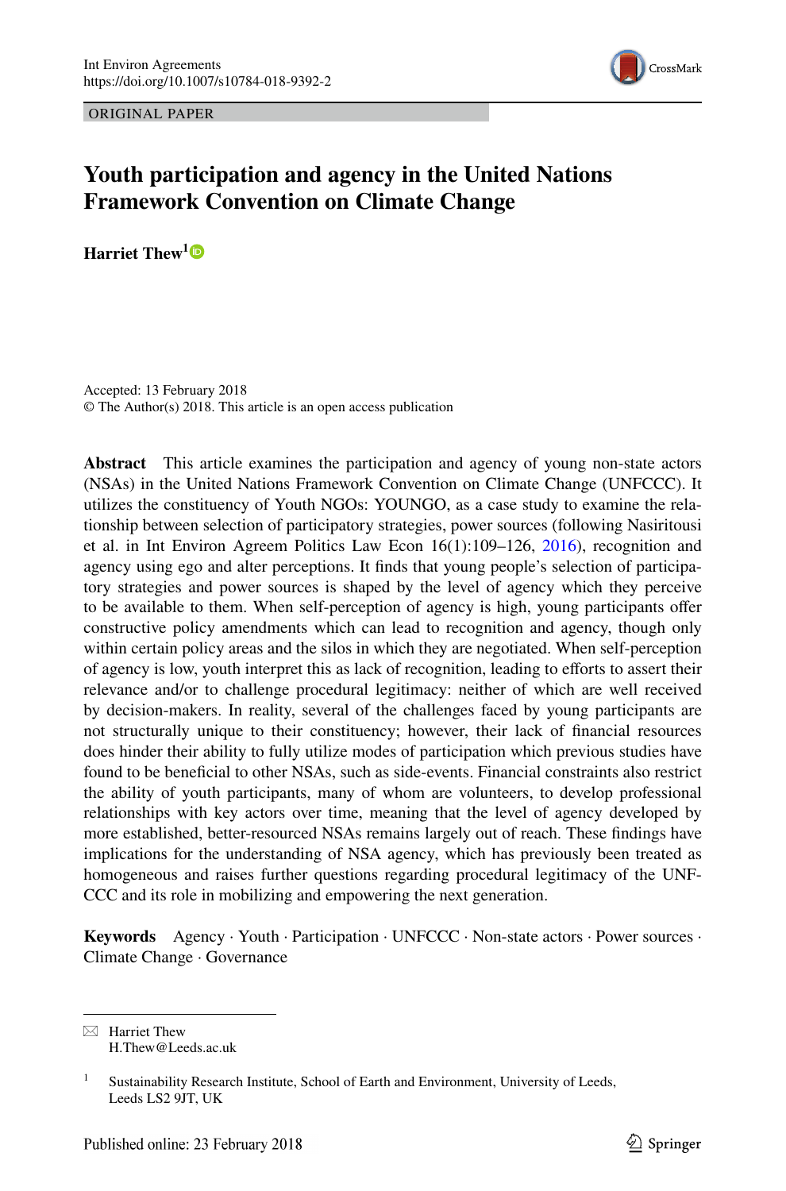ORIGINAL PAPER

# Youth participation and agency in the United Nations Framework Convention on Climate Change

**Harriet Thew**[1]

Accepted: 13 February 2018
© The Author(s) 2018. This article is an open access publication

**Abstract** This article examines the participation and agency of young non-state actors (NSAs) in the United Nations Framework Convention on Climate Change (UNFCCC). It utilizes the constituency of Youth NGOs: YOUNGO, as a case study to examine the relationship between selection of participatory strategies, power sources (following Nasiritousi et al. in Int Environ Agreem Politics Law Econ 16(1):109–126, 2016), recognition and agency using ego and alter perceptions. It finds that young people's selection of participatory strategies and power sources is shaped by the level of agency which they perceive to be available to them. When self-perception of agency is high, young participants offer constructive policy amendments which can lead to recognition and agency, though only within certain policy areas and the silos in which they are negotiated. When self-perception of agency is low, youth interpret this as lack of recognition, leading to efforts to assert their relevance and/or to challenge procedural legitimacy: neither of which are well received by decision-makers. In reality, several of the challenges faced by young participants are not structurally unique to their constituency; however, their lack of financial resources does hinder their ability to fully utilize modes of participation which previous studies have found to be beneficial to other NSAs, such as side-events. Financial constraints also restrict the ability of youth participants, many of whom are volunteers, to develop professional relationships with key actors over time, meaning that the level of agency developed by more established, better-resourced NSAs remains largely out of reach. These findings have implications for the understanding of NSA agency, which has previously been treated as homogeneous and raises further questions regarding procedural legitimacy of the UNFCCC and its role in mobilizing and empowering the next generation.

**Keywords** Agency · Youth · Participation · UNFCCC · Non-state actors · Power sources · Climate Change · Governance

---

✉ Harriet Thew
H.Thew@Leeds.ac.uk

[1] Sustainability Research Institute, School of Earth and Environment, University of Leeds, Leeds LS2 9JT, UK

Published online: 23 February 2018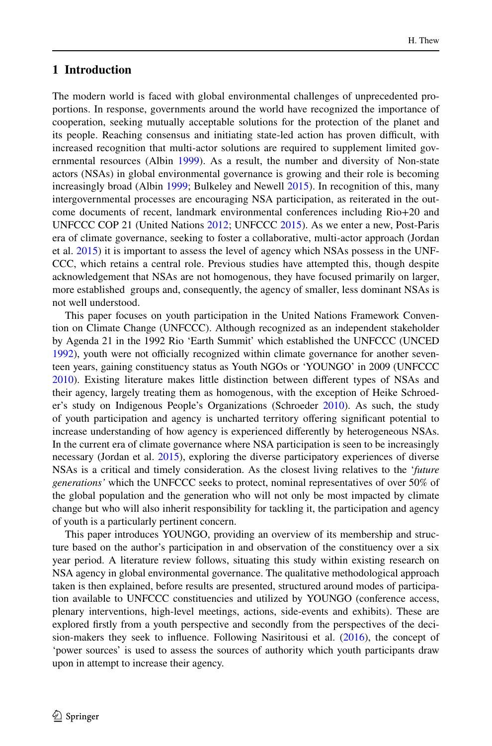## 1 Introduction

The modern world is faced with global environmental challenges of unprecedented proportions. In response, governments around the world have recognized the importance of cooperation, seeking mutually acceptable solutions for the protection of the planet and its people. Reaching consensus and initiating state-led action has proven difficult, with increased recognition that multi-actor solutions are required to supplement limited governmental resources (Albin 1999). As a result, the number and diversity of Non-state actors (NSAs) in global environmental governance is growing and their role is becoming increasingly broad (Albin 1999; Bulkeley and Newell 2015). In recognition of this, many intergovernmental processes are encouraging NSA participation, as reiterated in the outcome documents of recent, landmark environmental conferences including Rio+20 and UNFCCC COP 21 (United Nations 2012; UNFCCC 2015). As we enter a new, Post-Paris era of climate governance, seeking to foster a collaborative, multi-actor approach (Jordan et al. 2015) it is important to assess the level of agency which NSAs possess in the UNFCCC, which retains a central role. Previous studies have attempted this, though despite acknowledgement that NSAs are not homogenous, they have focused primarily on larger, more established groups and, consequently, the agency of smaller, less dominant NSAs is not well understood.

This paper focuses on youth participation in the United Nations Framework Convention on Climate Change (UNFCCC). Although recognized as an independent stakeholder by Agenda 21 in the 1992 Rio 'Earth Summit' which established the UNFCCC (UNCED 1992), youth were not officially recognized within climate governance for another seventeen years, gaining constituency status as Youth NGOs or 'YOUNGO' in 2009 (UNFCCC 2010). Existing literature makes little distinction between different types of NSAs and their agency, largely treating them as homogenous, with the exception of Heike Schroeder's study on Indigenous People's Organizations (Schroeder 2010). As such, the study of youth participation and agency is uncharted territory offering significant potential to increase understanding of how agency is experienced differently by heterogeneous NSAs. In the current era of climate governance where NSA participation is seen to be increasingly necessary (Jordan et al. 2015), exploring the diverse participatory experiences of diverse NSAs is a critical and timely consideration. As the closest living relatives to the '*future generations'* which the UNFCCC seeks to protect, nominal representatives of over 50% of the global population and the generation who will not only be most impacted by climate change but who will also inherit responsibility for tackling it, the participation and agency of youth is a particularly pertinent concern.

This paper introduces YOUNGO, providing an overview of its membership and structure based on the author's participation in and observation of the constituency over a six year period. A literature review follows, situating this study within existing research on NSA agency in global environmental governance. The qualitative methodological approach taken is then explained, before results are presented, structured around modes of participation available to UNFCCC constituencies and utilized by YOUNGO (conference access, plenary interventions, high-level meetings, actions, side-events and exhibits). These are explored firstly from a youth perspective and secondly from the perspectives of the decision-makers they seek to influence. Following Nasiritousi et al. (2016), the concept of 'power sources' is used to assess the sources of authority which youth participants draw upon in attempt to increase their agency.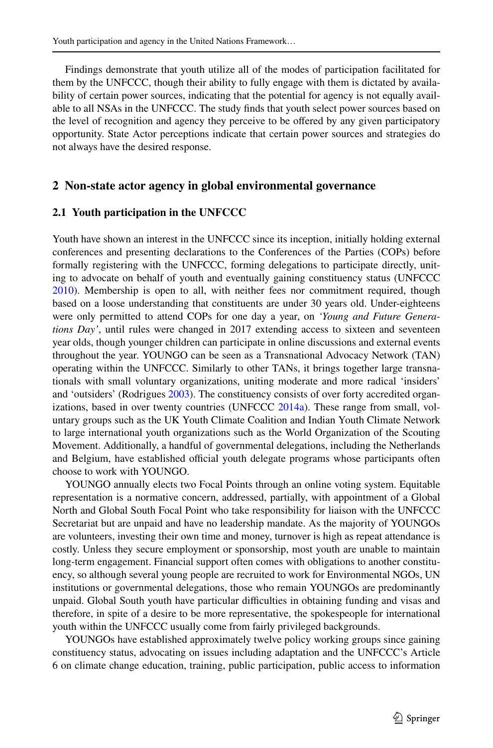Findings demonstrate that youth utilize all of the modes of participation facilitated for them by the UNFCCC, though their ability to fully engage with them is dictated by availability of certain power sources, indicating that the potential for agency is not equally available to all NSAs in the UNFCCC. The study finds that youth select power sources based on the level of recognition and agency they perceive to be offered by any given participatory opportunity. State Actor perceptions indicate that certain power sources and strategies do not always have the desired response.

## 2 Non-state actor agency in global environmental governance

### 2.1 Youth participation in the UNFCCC

Youth have shown an interest in the UNFCCC since its inception, initially holding external conferences and presenting declarations to the Conferences of the Parties (COPs) before formally registering with the UNFCCC, forming delegations to participate directly, uniting to advocate on behalf of youth and eventually gaining constituency status (UNFCCC 2010). Membership is open to all, with neither fees nor commitment required, though based on a loose understanding that constituents are under 30 years old. Under-eighteens were only permitted to attend COPs for one day a year, on *'Young and Future Generations Day'*, until rules were changed in 2017 extending access to sixteen and seventeen year olds, though younger children can participate in online discussions and external events throughout the year. YOUNGO can be seen as a Transnational Advocacy Network (TAN) operating within the UNFCCC. Similarly to other TANs, it brings together large transnationals with small voluntary organizations, uniting moderate and more radical 'insiders' and 'outsiders' (Rodrigues 2003). The constituency consists of over forty accredited organizations, based in over twenty countries (UNFCCC 2014a). These range from small, voluntary groups such as the UK Youth Climate Coalition and Indian Youth Climate Network to large international youth organizations such as the World Organization of the Scouting Movement. Additionally, a handful of governmental delegations, including the Netherlands and Belgium, have established official youth delegate programs whose participants often choose to work with YOUNGO.

YOUNGO annually elects two Focal Points through an online voting system. Equitable representation is a normative concern, addressed, partially, with appointment of a Global North and Global South Focal Point who take responsibility for liaison with the UNFCCC Secretariat but are unpaid and have no leadership mandate. As the majority of YOUNGOs are volunteers, investing their own time and money, turnover is high as repeat attendance is costly. Unless they secure employment or sponsorship, most youth are unable to maintain long-term engagement. Financial support often comes with obligations to another constituency, so although several young people are recruited to work for Environmental NGOs, UN institutions or governmental delegations, those who remain YOUNGOs are predominantly unpaid. Global South youth have particular difficulties in obtaining funding and visas and therefore, in spite of a desire to be more representative, the spokespeople for international youth within the UNFCCC usually come from fairly privileged backgrounds.

YOUNGOs have established approximately twelve policy working groups since gaining constituency status, advocating on issues including adaptation and the UNFCCC's Article 6 on climate change education, training, public participation, public access to information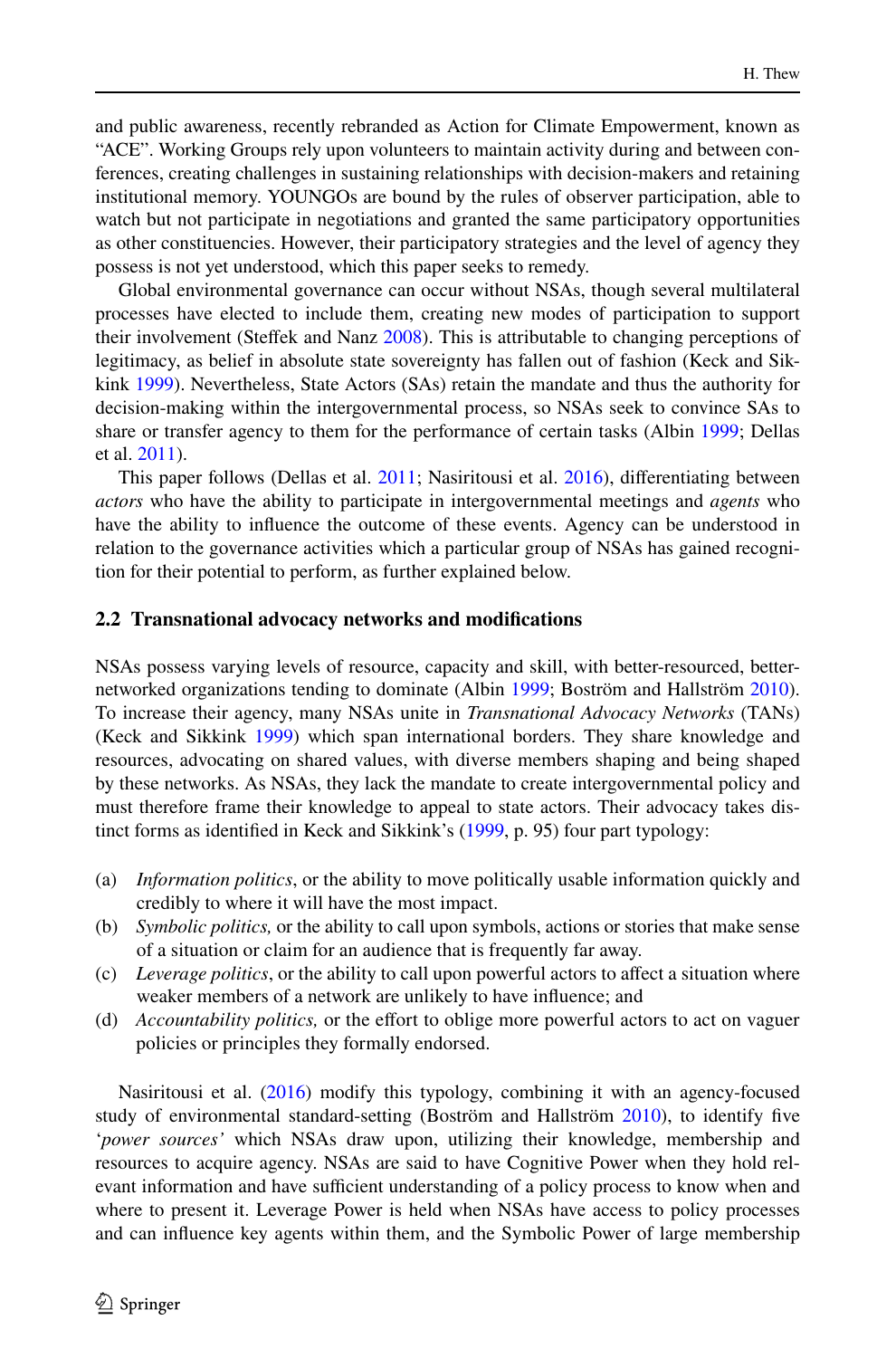and public awareness, recently rebranded as Action for Climate Empowerment, known as "ACE". Working Groups rely upon volunteers to maintain activity during and between conferences, creating challenges in sustaining relationships with decision-makers and retaining institutional memory. YOUNGOs are bound by the rules of observer participation, able to watch but not participate in negotiations and granted the same participatory opportunities as other constituencies. However, their participatory strategies and the level of agency they possess is not yet understood, which this paper seeks to remedy.

Global environmental governance can occur without NSAs, though several multilateral processes have elected to include them, creating new modes of participation to support their involvement (Steffek and Nanz 2008). This is attributable to changing perceptions of legitimacy, as belief in absolute state sovereignty has fallen out of fashion (Keck and Sikkink 1999). Nevertheless, State Actors (SAs) retain the mandate and thus the authority for decision-making within the intergovernmental process, so NSAs seek to convince SAs to share or transfer agency to them for the performance of certain tasks (Albin 1999; Dellas et al. 2011).

This paper follows (Dellas et al. 2011; Nasiritousi et al. 2016), differentiating between *actors* who have the ability to participate in intergovernmental meetings and *agents* who have the ability to influence the outcome of these events. Agency can be understood in relation to the governance activities which a particular group of NSAs has gained recognition for their potential to perform, as further explained below.

## 2.2 Transnational advocacy networks and modifications

NSAs possess varying levels of resource, capacity and skill, with better-resourced, better-networked organizations tending to dominate (Albin 1999; Boström and Hallström 2010). To increase their agency, many NSAs unite in *Transnational Advocacy Networks* (TANs) (Keck and Sikkink 1999) which span international borders. They share knowledge and resources, advocating on shared values, with diverse members shaping and being shaped by these networks. As NSAs, they lack the mandate to create intergovernmental policy and must therefore frame their knowledge to appeal to state actors. Their advocacy takes distinct forms as identified in Keck and Sikkink's (1999, p. 95) four part typology:

(a) *Information politics*, or the ability to move politically usable information quickly and credibly to where it will have the most impact.
(b) *Symbolic politics,* or the ability to call upon symbols, actions or stories that make sense of a situation or claim for an audience that is frequently far away.
(c) *Leverage politics*, or the ability to call upon powerful actors to affect a situation where weaker members of a network are unlikely to have influence; and
(d) *Accountability politics,* or the effort to oblige more powerful actors to act on vaguer policies or principles they formally endorsed.

Nasiritousi et al. (2016) modify this typology, combining it with an agency-focused study of environmental standard-setting (Boström and Hallström 2010), to identify five '*power sources'* which NSAs draw upon, utilizing their knowledge, membership and resources to acquire agency. NSAs are said to have Cognitive Power when they hold relevant information and have sufficient understanding of a policy process to know when and where to present it. Leverage Power is held when NSAs have access to policy processes and can influence key agents within them, and the Symbolic Power of large membership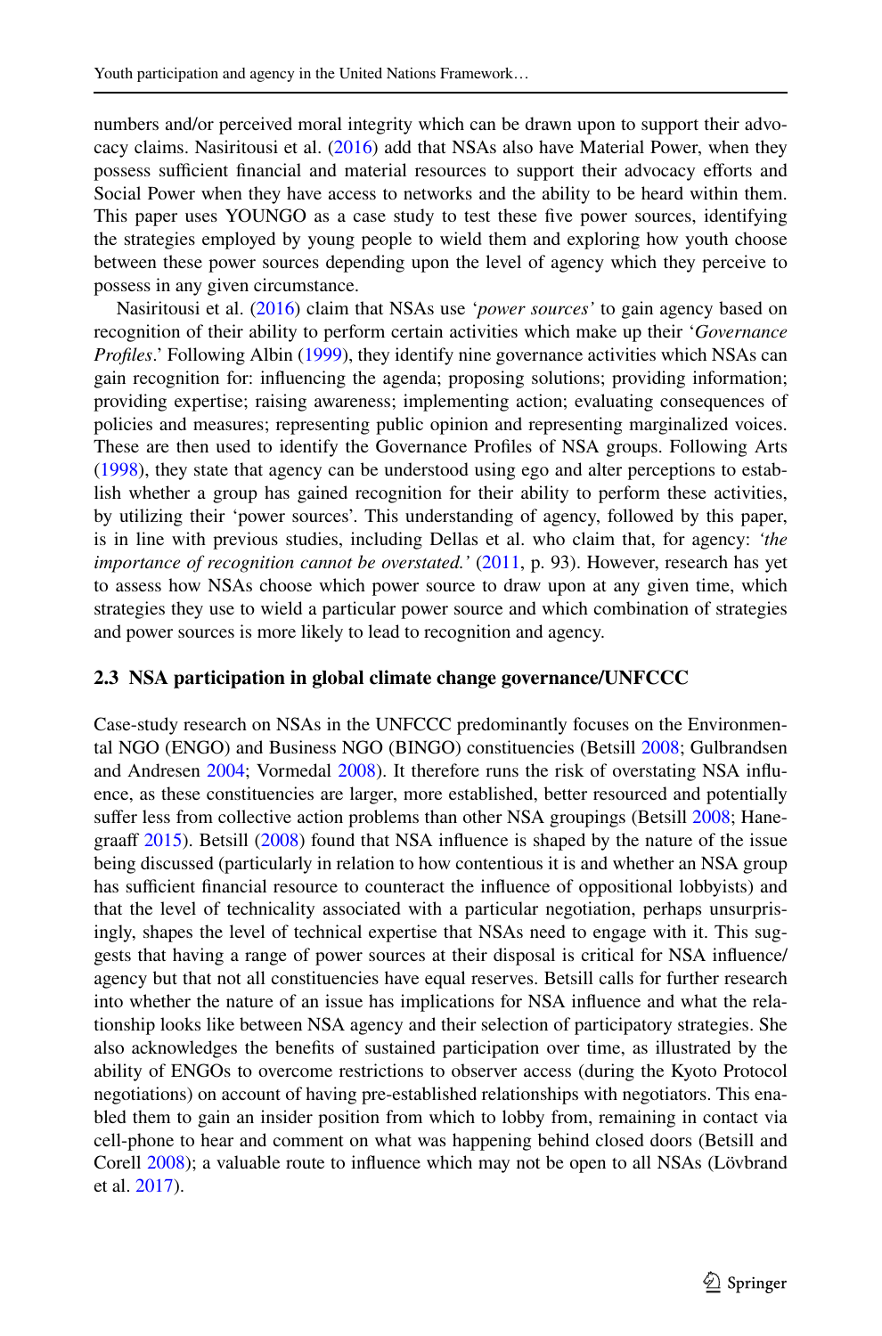numbers and/or perceived moral integrity which can be drawn upon to support their advocacy claims. Nasiritousi et al. (2016) add that NSAs also have Material Power, when they possess sufficient financial and material resources to support their advocacy efforts and Social Power when they have access to networks and the ability to be heard within them. This paper uses YOUNGO as a case study to test these five power sources, identifying the strategies employed by young people to wield them and exploring how youth choose between these power sources depending upon the level of agency which they perceive to possess in any given circumstance.

Nasiritousi et al. (2016) claim that NSAs use '*power sources*' to gain agency based on recognition of their ability to perform certain activities which make up their '*Governance Profiles*.' Following Albin (1999), they identify nine governance activities which NSAs can gain recognition for: influencing the agenda; proposing solutions; providing information; providing expertise; raising awareness; implementing action; evaluating consequences of policies and measures; representing public opinion and representing marginalized voices. These are then used to identify the Governance Profiles of NSA groups. Following Arts (1998), they state that agency can be understood using ego and alter perceptions to establish whether a group has gained recognition for their ability to perform these activities, by utilizing their 'power sources'. This understanding of agency, followed by this paper, is in line with previous studies, including Dellas et al. who claim that, for agency: *'the importance of recognition cannot be overstated.'* (2011, p. 93). However, research has yet to assess how NSAs choose which power source to draw upon at any given time, which strategies they use to wield a particular power source and which combination of strategies and power sources is more likely to lead to recognition and agency.

### 2.3 NSA participation in global climate change governance/UNFCCC

Case-study research on NSAs in the UNFCCC predominantly focuses on the Environmental NGO (ENGO) and Business NGO (BINGO) constituencies (Betsill 2008; Gulbrandsen and Andresen 2004; Vormedal 2008). It therefore runs the risk of overstating NSA influence, as these constituencies are larger, more established, better resourced and potentially suffer less from collective action problems than other NSA groupings (Betsill 2008; Hanegraaff 2015). Betsill (2008) found that NSA influence is shaped by the nature of the issue being discussed (particularly in relation to how contentious it is and whether an NSA group has sufficient financial resource to counteract the influence of oppositional lobbyists) and that the level of technicality associated with a particular negotiation, perhaps unsurprisingly, shapes the level of technical expertise that NSAs need to engage with it. This suggests that having a range of power sources at their disposal is critical for NSA influence/agency but that not all constituencies have equal reserves. Betsill calls for further research into whether the nature of an issue has implications for NSA influence and what the relationship looks like between NSA agency and their selection of participatory strategies. She also acknowledges the benefits of sustained participation over time, as illustrated by the ability of ENGOs to overcome restrictions to observer access (during the Kyoto Protocol negotiations) on account of having pre-established relationships with negotiators. This enabled them to gain an insider position from which to lobby from, remaining in contact via cell-phone to hear and comment on what was happening behind closed doors (Betsill and Corell 2008); a valuable route to influence which may not be open to all NSAs (Lövbrand et al. 2017).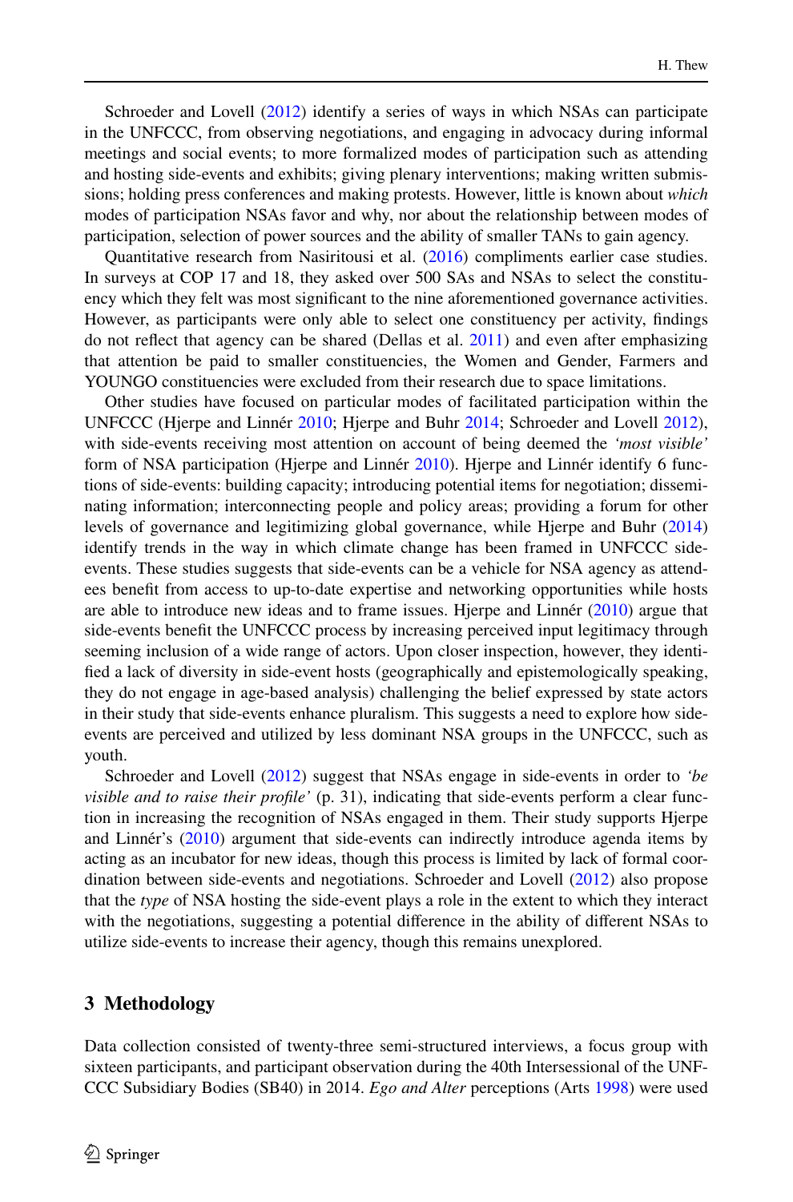Schroeder and Lovell (2012) identify a series of ways in which NSAs can participate in the UNFCCC, from observing negotiations, and engaging in advocacy during informal meetings and social events; to more formalized modes of participation such as attending and hosting side-events and exhibits; giving plenary interventions; making written submissions; holding press conferences and making protests. However, little is known about *which* modes of participation NSAs favor and why, nor about the relationship between modes of participation, selection of power sources and the ability of smaller TANs to gain agency.

Quantitative research from Nasiritousi et al. (2016) compliments earlier case studies. In surveys at COP 17 and 18, they asked over 500 SAs and NSAs to select the constituency which they felt was most significant to the nine aforementioned governance activities. However, as participants were only able to select one constituency per activity, findings do not reflect that agency can be shared (Dellas et al. 2011) and even after emphasizing that attention be paid to smaller constituencies, the Women and Gender, Farmers and YOUNGO constituencies were excluded from their research due to space limitations.

Other studies have focused on particular modes of facilitated participation within the UNFCCC (Hjerpe and Linnér 2010; Hjerpe and Buhr 2014; Schroeder and Lovell 2012), with side-events receiving most attention on account of being deemed the *'most visible'* form of NSA participation (Hjerpe and Linnér 2010). Hjerpe and Linnér identify 6 functions of side-events: building capacity; introducing potential items for negotiation; disseminating information; interconnecting people and policy areas; providing a forum for other levels of governance and legitimizing global governance, while Hjerpe and Buhr (2014) identify trends in the way in which climate change has been framed in UNFCCC side-events. These studies suggests that side-events can be a vehicle for NSA agency as attendees benefit from access to up-to-date expertise and networking opportunities while hosts are able to introduce new ideas and to frame issues. Hjerpe and Linnér (2010) argue that side-events benefit the UNFCCC process by increasing perceived input legitimacy through seeming inclusion of a wide range of actors. Upon closer inspection, however, they identified a lack of diversity in side-event hosts (geographically and epistemologically speaking, they do not engage in age-based analysis) challenging the belief expressed by state actors in their study that side-events enhance pluralism. This suggests a need to explore how side-events are perceived and utilized by less dominant NSA groups in the UNFCCC, such as youth.

Schroeder and Lovell (2012) suggest that NSAs engage in side-events in order to *'be visible and to raise their profile'* (p. 31), indicating that side-events perform a clear function in increasing the recognition of NSAs engaged in them. Their study supports Hjerpe and Linnér's (2010) argument that side-events can indirectly introduce agenda items by acting as an incubator for new ideas, though this process is limited by lack of formal coordination between side-events and negotiations. Schroeder and Lovell (2012) also propose that the *type* of NSA hosting the side-event plays a role in the extent to which they interact with the negotiations, suggesting a potential difference in the ability of different NSAs to utilize side-events to increase their agency, though this remains unexplored.

## 3 Methodology

Data collection consisted of twenty-three semi-structured interviews, a focus group with sixteen participants, and participant observation during the 40th Intersessional of the UNFCCC Subsidiary Bodies (SB40) in 2014. *Ego and Alter* perceptions (Arts 1998) were used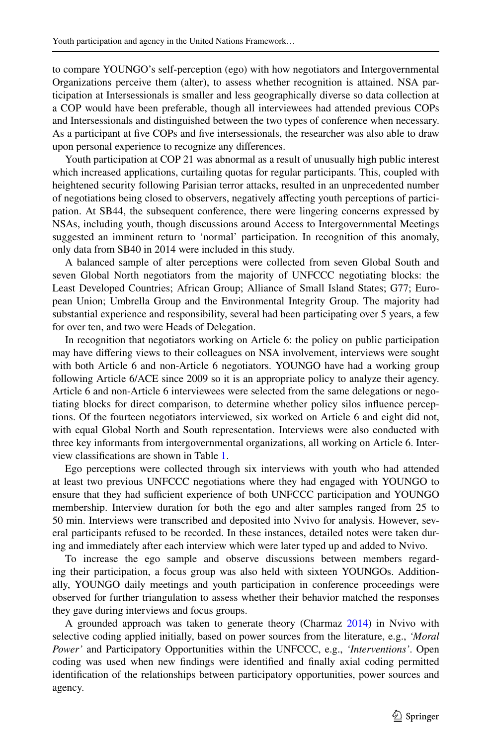to compare YOUNGO's self-perception (ego) with how negotiators and Intergovernmental Organizations perceive them (alter), to assess whether recognition is attained. NSA participation at Intersessionals is smaller and less geographically diverse so data collection at a COP would have been preferable, though all interviewees had attended previous COPs and Intersessionals and distinguished between the two types of conference when necessary. As a participant at five COPs and five intersessionals, the researcher was also able to draw upon personal experience to recognize any differences.

Youth participation at COP 21 was abnormal as a result of unusually high public interest which increased applications, curtailing quotas for regular participants. This, coupled with heightened security following Parisian terror attacks, resulted in an unprecedented number of negotiations being closed to observers, negatively affecting youth perceptions of participation. At SB44, the subsequent conference, there were lingering concerns expressed by NSAs, including youth, though discussions around Access to Intergovernmental Meetings suggested an imminent return to 'normal' participation. In recognition of this anomaly, only data from SB40 in 2014 were included in this study.

A balanced sample of alter perceptions were collected from seven Global South and seven Global North negotiators from the majority of UNFCCC negotiating blocks: the Least Developed Countries; African Group; Alliance of Small Island States; G77; European Union; Umbrella Group and the Environmental Integrity Group. The majority had substantial experience and responsibility, several had been participating over 5 years, a few for over ten, and two were Heads of Delegation.

In recognition that negotiators working on Article 6: the policy on public participation may have differing views to their colleagues on NSA involvement, interviews were sought with both Article 6 and non-Article 6 negotiators. YOUNGO have had a working group following Article 6/ACE since 2009 so it is an appropriate policy to analyze their agency. Article 6 and non-Article 6 interviewees were selected from the same delegations or negotiating blocks for direct comparison, to determine whether policy silos influence perceptions. Of the fourteen negotiators interviewed, six worked on Article 6 and eight did not, with equal Global North and South representation. Interviews were also conducted with three key informants from intergovernmental organizations, all working on Article 6. Interview classifications are shown in Table 1.

Ego perceptions were collected through six interviews with youth who had attended at least two previous UNFCCC negotiations where they had engaged with YOUNGO to ensure that they had sufficient experience of both UNFCCC participation and YOUNGO membership. Interview duration for both the ego and alter samples ranged from 25 to 50 min. Interviews were transcribed and deposited into Nvivo for analysis. However, several participants refused to be recorded. In these instances, detailed notes were taken during and immediately after each interview which were later typed up and added to Nvivo.

To increase the ego sample and observe discussions between members regarding their participation, a focus group was also held with sixteen YOUNGOs. Additionally, YOUNGO daily meetings and youth participation in conference proceedings were observed for further triangulation to assess whether their behavior matched the responses they gave during interviews and focus groups.

A grounded approach was taken to generate theory (Charmaz 2014) in Nvivo with selective coding applied initially, based on power sources from the literature, e.g., *'Moral Power'* and Participatory Opportunities within the UNFCCC, e.g., *'Interventions'*. Open coding was used when new findings were identified and finally axial coding permitted identification of the relationships between participatory opportunities, power sources and agency.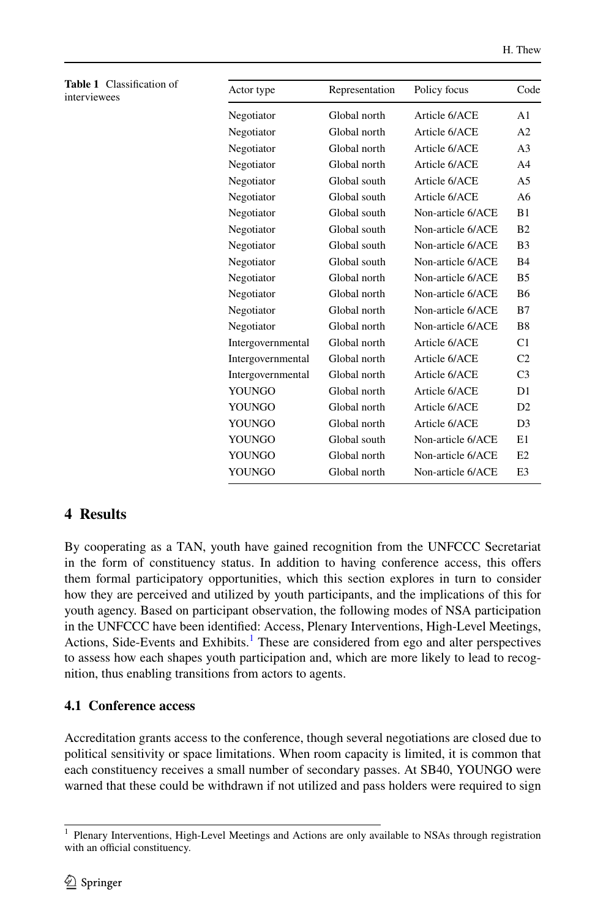**Table 1** Classification of interviewees

| Actor type | Representation | Policy focus | Code |
|---|---|---|---|
| Negotiator | Global north | Article 6/ACE | A1 |
| Negotiator | Global north | Article 6/ACE | A2 |
| Negotiator | Global north | Article 6/ACE | A3 |
| Negotiator | Global north | Article 6/ACE | A4 |
| Negotiator | Global south | Article 6/ACE | A5 |
| Negotiator | Global south | Article 6/ACE | A6 |
| Negotiator | Global south | Non-article 6/ACE | B1 |
| Negotiator | Global south | Non-article 6/ACE | B2 |
| Negotiator | Global south | Non-article 6/ACE | B3 |
| Negotiator | Global south | Non-article 6/ACE | B4 |
| Negotiator | Global north | Non-article 6/ACE | B5 |
| Negotiator | Global north | Non-article 6/ACE | B6 |
| Negotiator | Global north | Non-article 6/ACE | B7 |
| Negotiator | Global north | Non-article 6/ACE | B8 |
| Intergovernmental | Global north | Article 6/ACE | C1 |
| Intergovernmental | Global north | Article 6/ACE | C2 |
| Intergovernmental | Global north | Article 6/ACE | C3 |
| YOUNGO | Global north | Article 6/ACE | D1 |
| YOUNGO | Global north | Article 6/ACE | D2 |
| YOUNGO | Global north | Article 6/ACE | D3 |
| YOUNGO | Global south | Non-article 6/ACE | E1 |
| YOUNGO | Global north | Non-article 6/ACE | E2 |
| YOUNGO | Global north | Non-article 6/ACE | E3 |

## 4 Results

By cooperating as a TAN, youth have gained recognition from the UNFCCC Secretariat in the form of constituency status. In addition to having conference access, this offers them formal participatory opportunities, which this section explores in turn to consider how they are perceived and utilized by youth participants, and the implications of this for youth agency. Based on participant observation, the following modes of NSA participation in the UNFCCC have been identified: Access, Plenary Interventions, High-Level Meetings, Actions, Side-Events and Exhibits.[1] These are considered from ego and alter perspectives to assess how each shapes youth participation and, which are more likely to lead to recognition, thus enabling transitions from actors to agents.

### 4.1 Conference access

Accreditation grants access to the conference, though several negotiations are closed due to political sensitivity or space limitations. When room capacity is limited, it is common that each constituency receives a small number of secondary passes. At SB40, YOUNGO were warned that these could be withdrawn if not utilized and pass holders were required to sign

[1] Plenary Interventions, High-Level Meetings and Actions are only available to NSAs through registration with an official constituency.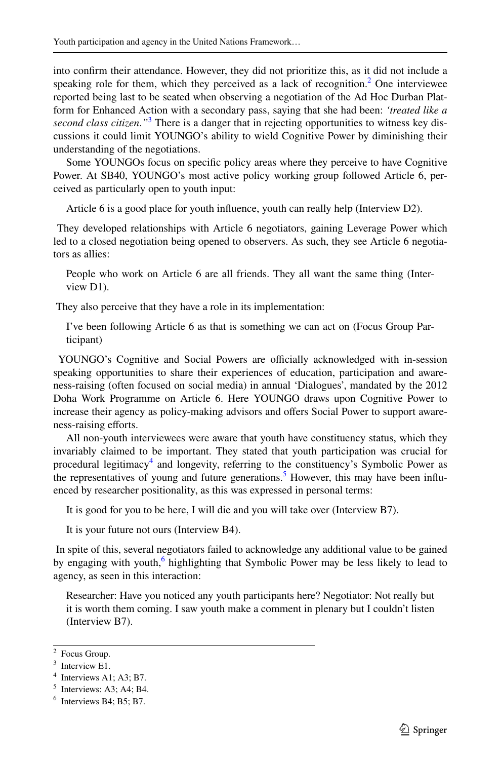into confirm their attendance. However, they did not prioritize this, as it did not include a speaking role for them, which they perceived as a lack of recognition.[2] One interviewee reported being last to be seated when observing a negotiation of the Ad Hoc Durban Platform for Enhanced Action with a secondary pass, saying that she had been: *'treated like a second class citizen."*[3] There is a danger that in rejecting opportunities to witness key discussions it could limit YOUNGO's ability to wield Cognitive Power by diminishing their understanding of the negotiations.

Some YOUNGOs focus on specific policy areas where they perceive to have Cognitive Power. At SB40, YOUNGO's most active policy working group followed Article 6, perceived as particularly open to youth input:

> Article 6 is a good place for youth influence, youth can really help (Interview D2).

They developed relationships with Article 6 negotiators, gaining Leverage Power which led to a closed negotiation being opened to observers. As such, they see Article 6 negotiators as allies:

> People who work on Article 6 are all friends. They all want the same thing (Interview D1).

They also perceive that they have a role in its implementation:

> I've been following Article 6 as that is something we can act on (Focus Group Participant)

YOUNGO's Cognitive and Social Powers are officially acknowledged with in-session speaking opportunities to share their experiences of education, participation and awareness-raising (often focused on social media) in annual 'Dialogues', mandated by the 2012 Doha Work Programme on Article 6. Here YOUNGO draws upon Cognitive Power to increase their agency as policy-making advisors and offers Social Power to support awareness-raising efforts.

All non-youth interviewees were aware that youth have constituency status, which they invariably claimed to be important. They stated that youth participation was crucial for procedural legitimacy[4] and longevity, referring to the constituency's Symbolic Power as the representatives of young and future generations.[5] However, this may have been influenced by researcher positionality, as this was expressed in personal terms:

> It is good for you to be here, I will die and you will take over (Interview B7).

> It is your future not ours (Interview B4).

In spite of this, several negotiators failed to acknowledge any additional value to be gained by engaging with youth,[6] highlighting that Symbolic Power may be less likely to lead to agency, as seen in this interaction:

> Researcher: Have you noticed any youth participants here? Negotiator: Not really but it is worth them coming. I saw youth make a comment in plenary but I couldn't listen (Interview B7).

---

[2] Focus Group.

[3] Interview E1.

[4] Interviews A1; A3; B7.

[5] Interviews: A3; A4; B4.

[6] Interviews B4; B5; B7.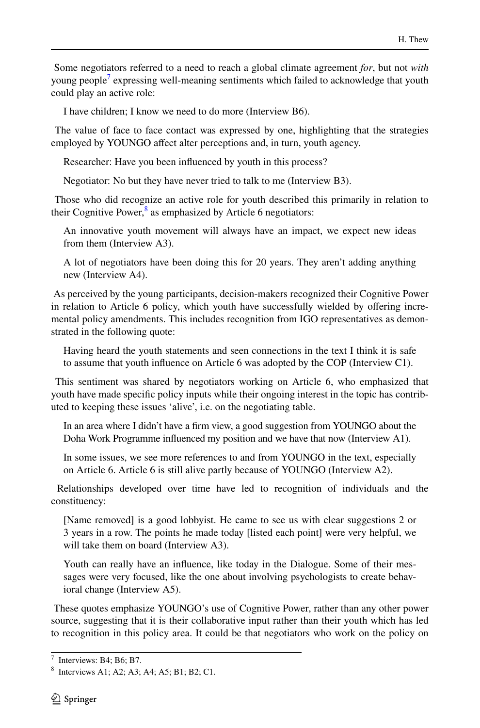Some negotiators referred to a need to reach a global climate agreement *for*, but not *with* young people[7] expressing well-meaning sentiments which failed to acknowledge that youth could play an active role:

> I have children; I know we need to do more (Interview B6).

The value of face to face contact was expressed by one, highlighting that the strategies employed by YOUNGO affect alter perceptions and, in turn, youth agency.

> Researcher: Have you been influenced by youth in this process?
>
> Negotiator: No but they have never tried to talk to me (Interview B3).

Those who did recognize an active role for youth described this primarily in relation to their Cognitive Power,[8] as emphasized by Article 6 negotiators:

> An innovative youth movement will always have an impact, we expect new ideas from them (Interview A3).

> A lot of negotiators have been doing this for 20 years. They aren't adding anything new (Interview A4).

As perceived by the young participants, decision-makers recognized their Cognitive Power in relation to Article 6 policy, which youth have successfully wielded by offering incremental policy amendments. This includes recognition from IGO representatives as demonstrated in the following quote:

> Having heard the youth statements and seen connections in the text I think it is safe to assume that youth influence on Article 6 was adopted by the COP (Interview C1).

This sentiment was shared by negotiators working on Article 6, who emphasized that youth have made specific policy inputs while their ongoing interest in the topic has contributed to keeping these issues 'alive', i.e. on the negotiating table.

> In an area where I didn't have a firm view, a good suggestion from YOUNGO about the Doha Work Programme influenced my position and we have that now (Interview A1).

> In some issues, we see more references to and from YOUNGO in the text, especially on Article 6. Article 6 is still alive partly because of YOUNGO (Interview A2).

Relationships developed over time have led to recognition of individuals and the constituency:

> [Name removed] is a good lobbyist. He came to see us with clear suggestions 2 or 3 years in a row. The points he made today [listed each point] were very helpful, we will take them on board (Interview A3).

> Youth can really have an influence, like today in the Dialogue. Some of their messages were very focused, like the one about involving psychologists to create behavioral change (Interview A5).

These quotes emphasize YOUNGO's use of Cognitive Power, rather than any other power source, suggesting that it is their collaborative input rather than their youth which has led to recognition in this policy area. It could be that negotiators who work on the policy on

---

[7] Interviews: B4; B6; B7.

[8] Interviews A1; A2; A3; A4; A5; B1; B2; C1.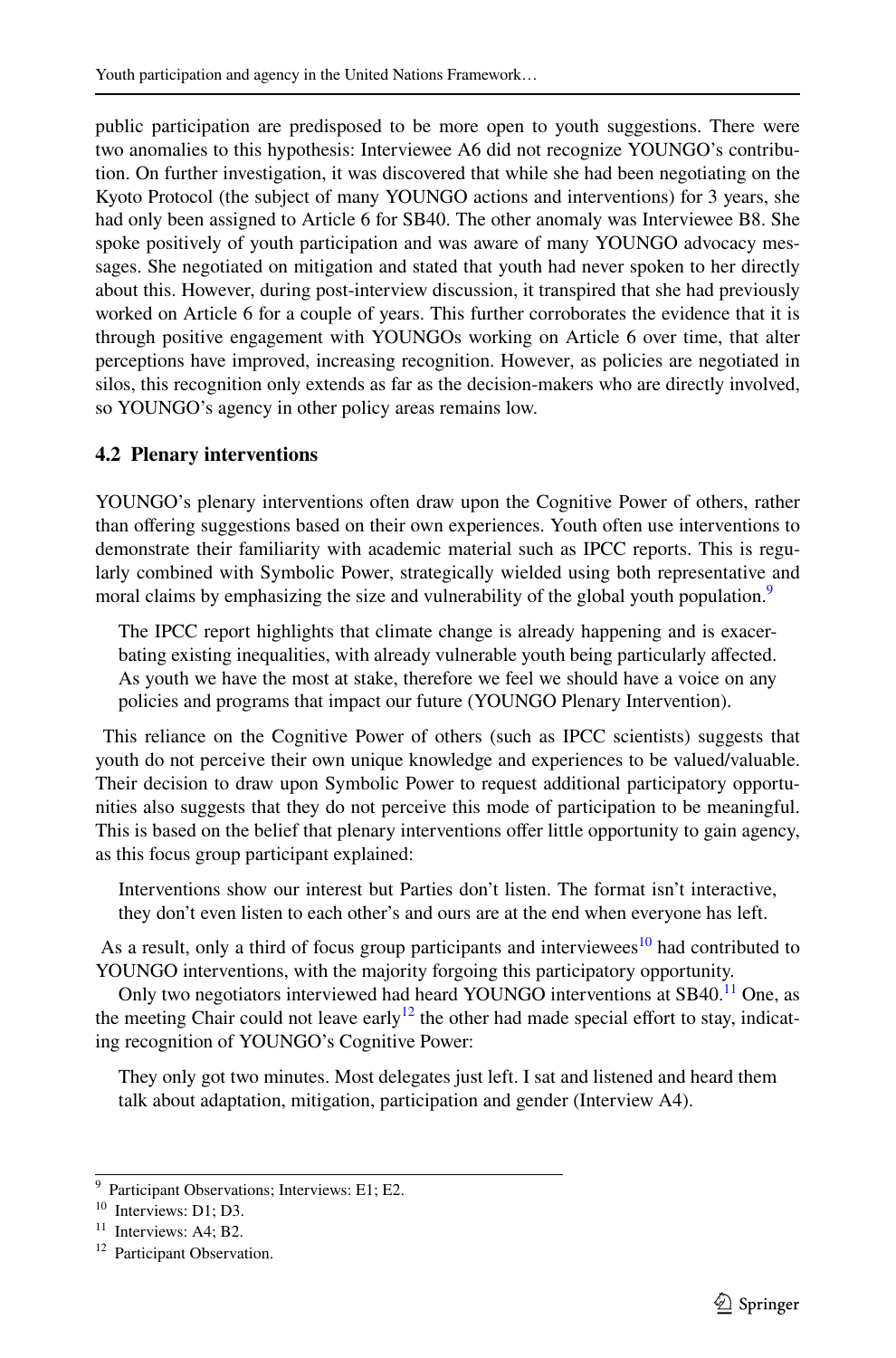public participation are predisposed to be more open to youth suggestions. There were two anomalies to this hypothesis: Interviewee A6 did not recognize YOUNGO's contribution. On further investigation, it was discovered that while she had been negotiating on the Kyoto Protocol (the subject of many YOUNGO actions and interventions) for 3 years, she had only been assigned to Article 6 for SB40. The other anomaly was Interviewee B8. She spoke positively of youth participation and was aware of many YOUNGO advocacy messages. She negotiated on mitigation and stated that youth had never spoken to her directly about this. However, during post-interview discussion, it transpired that she had previously worked on Article 6 for a couple of years. This further corroborates the evidence that it is through positive engagement with YOUNGOs working on Article 6 over time, that alter perceptions have improved, increasing recognition. However, as policies are negotiated in silos, this recognition only extends as far as the decision-makers who are directly involved, so YOUNGO's agency in other policy areas remains low.

### 4.2 Plenary interventions

YOUNGO's plenary interventions often draw upon the Cognitive Power of others, rather than offering suggestions based on their own experiences. Youth often use interventions to demonstrate their familiarity with academic material such as IPCC reports. This is regularly combined with Symbolic Power, strategically wielded using both representative and moral claims by emphasizing the size and vulnerability of the global youth population.[9]

> The IPCC report highlights that climate change is already happening and is exacerbating existing inequalities, with already vulnerable youth being particularly affected. As youth we have the most at stake, therefore we feel we should have a voice on any policies and programs that impact our future (YOUNGO Plenary Intervention).

This reliance on the Cognitive Power of others (such as IPCC scientists) suggests that youth do not perceive their own unique knowledge and experiences to be valued/valuable. Their decision to draw upon Symbolic Power to request additional participatory opportunities also suggests that they do not perceive this mode of participation to be meaningful. This is based on the belief that plenary interventions offer little opportunity to gain agency, as this focus group participant explained:

> Interventions show our interest but Parties don't listen. The format isn't interactive, they don't even listen to each other's and ours are at the end when everyone has left.

As a result, only a third of focus group participants and interviewees[10] had contributed to YOUNGO interventions, with the majority forgoing this participatory opportunity.

Only two negotiators interviewed had heard YOUNGO interventions at SB40.[11] One, as the meeting Chair could not leave early[12] the other had made special effort to stay, indicating recognition of YOUNGO's Cognitive Power:

> They only got two minutes. Most delegates just left. I sat and listened and heard them talk about adaptation, mitigation, participation and gender (Interview A4).

---

[9] Participant Observations; Interviews: E1; E2.

[10] Interviews: D1; D3.

[11] Interviews: A4; B2.

[12] Participant Observation.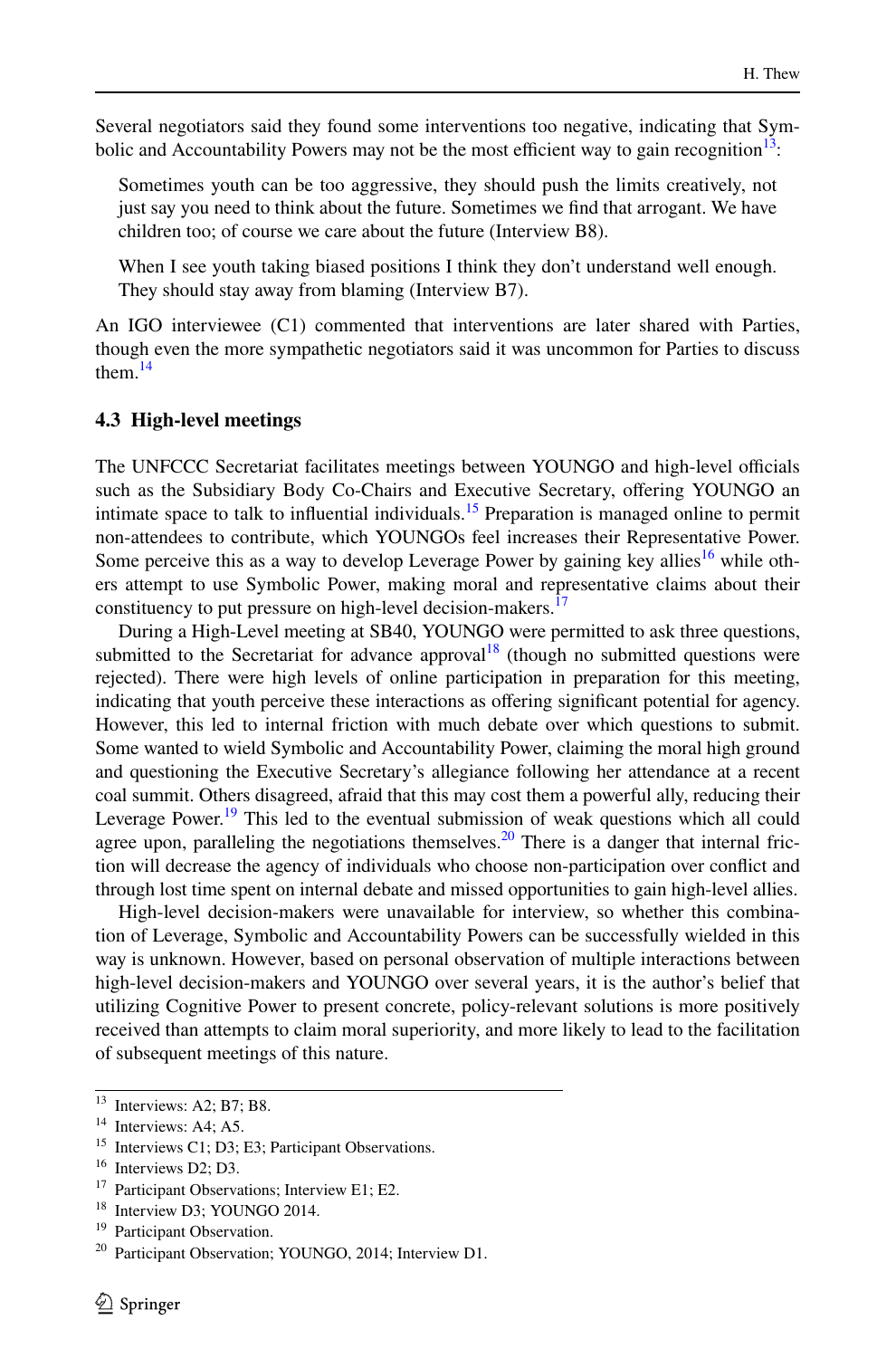Several negotiators said they found some interventions too negative, indicating that Symbolic and Accountability Powers may not be the most efficient way to gain recognition[13]:

> Sometimes youth can be too aggressive, they should push the limits creatively, not just say you need to think about the future. Sometimes we find that arrogant. We have children too; of course we care about the future (Interview B8).

> When I see youth taking biased positions I think they don't understand well enough. They should stay away from blaming (Interview B7).

An IGO interviewee (C1) commented that interventions are later shared with Parties, though even the more sympathetic negotiators said it was uncommon for Parties to discuss them.[14]

### 4.3 High-level meetings

The UNFCCC Secretariat facilitates meetings between YOUNGO and high-level officials such as the Subsidiary Body Co-Chairs and Executive Secretary, offering YOUNGO an intimate space to talk to influential individuals.[15] Preparation is managed online to permit non-attendees to contribute, which YOUNGOs feel increases their Representative Power. Some perceive this as a way to develop Leverage Power by gaining key allies[16] while others attempt to use Symbolic Power, making moral and representative claims about their constituency to put pressure on high-level decision-makers.[17]

During a High-Level meeting at SB40, YOUNGO were permitted to ask three questions, submitted to the Secretariat for advance approval[18] (though no submitted questions were rejected). There were high levels of online participation in preparation for this meeting, indicating that youth perceive these interactions as offering significant potential for agency. However, this led to internal friction with much debate over which questions to submit. Some wanted to wield Symbolic and Accountability Power, claiming the moral high ground and questioning the Executive Secretary's allegiance following her attendance at a recent coal summit. Others disagreed, afraid that this may cost them a powerful ally, reducing their Leverage Power.[19] This led to the eventual submission of weak questions which all could agree upon, paralleling the negotiations themselves.[20] There is a danger that internal friction will decrease the agency of individuals who choose non-participation over conflict and through lost time spent on internal debate and missed opportunities to gain high-level allies.

High-level decision-makers were unavailable for interview, so whether this combination of Leverage, Symbolic and Accountability Powers can be successfully wielded in this way is unknown. However, based on personal observation of multiple interactions between high-level decision-makers and YOUNGO over several years, it is the author's belief that utilizing Cognitive Power to present concrete, policy-relevant solutions is more positively received than attempts to claim moral superiority, and more likely to lead to the facilitation of subsequent meetings of this nature.

---

[13] Interviews: A2; B7; B8.

[14] Interviews: A4; A5.

[15] Interviews C1; D3; E3; Participant Observations.

[16] Interviews D2; D3.

[17] Participant Observations; Interview E1; E2.

[18] Interview D3; YOUNGO 2014.

[19] Participant Observation.

[20] Participant Observation; YOUNGO, 2014; Interview D1.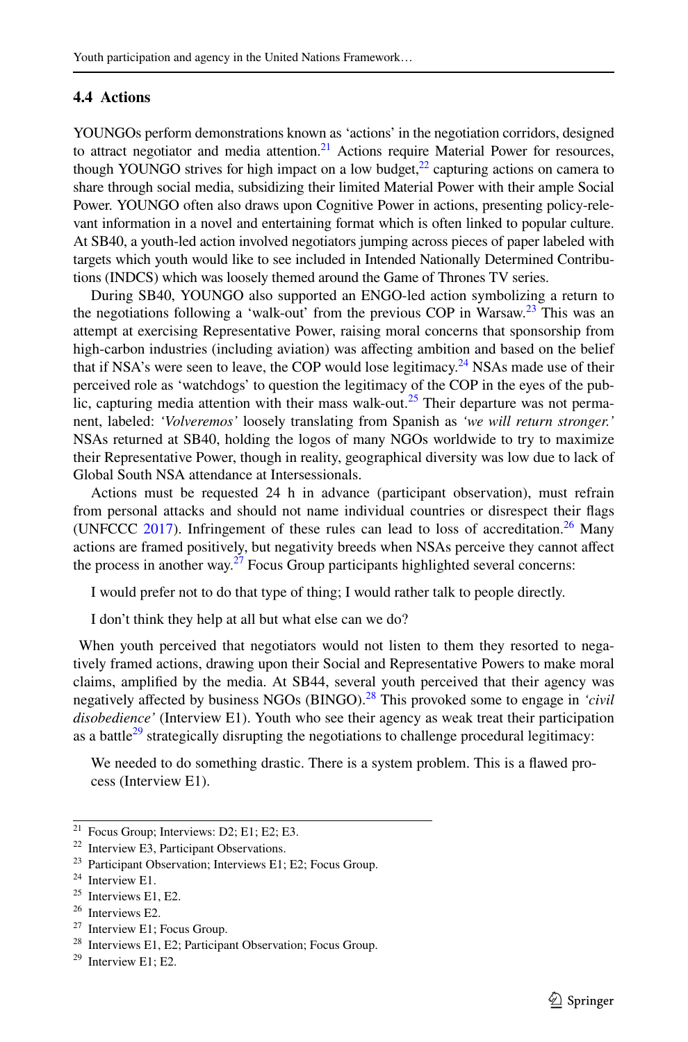### 4.4 Actions

YOUNGOs perform demonstrations known as 'actions' in the negotiation corridors, designed to attract negotiator and media attention.[21] Actions require Material Power for resources, though YOUNGO strives for high impact on a low budget,[22] capturing actions on camera to share through social media, subsidizing their limited Material Power with their ample Social Power. YOUNGO often also draws upon Cognitive Power in actions, presenting policy-relevant information in a novel and entertaining format which is often linked to popular culture. At SB40, a youth-led action involved negotiators jumping across pieces of paper labeled with targets which youth would like to see included in Intended Nationally Determined Contributions (INDCS) which was loosely themed around the Game of Thrones TV series.

During SB40, YOUNGO also supported an ENGO-led action symbolizing a return to the negotiations following a 'walk-out' from the previous COP in Warsaw.[23] This was an attempt at exercising Representative Power, raising moral concerns that sponsorship from high-carbon industries (including aviation) was affecting ambition and based on the belief that if NSA's were seen to leave, the COP would lose legitimacy.[24] NSAs made use of their perceived role as 'watchdogs' to question the legitimacy of the COP in the eyes of the public, capturing media attention with their mass walk-out.[25] Their departure was not permanent, labeled: *'Volveremos'* loosely translating from Spanish as *'we will return stronger.'* NSAs returned at SB40, holding the logos of many NGOs worldwide to try to maximize their Representative Power, though in reality, geographical diversity was low due to lack of Global South NSA attendance at Intersessionals.

Actions must be requested 24 h in advance (participant observation), must refrain from personal attacks and should not name individual countries or disrespect their flags (UNFCCC 2017). Infringement of these rules can lead to loss of accreditation.[26] Many actions are framed positively, but negativity breeds when NSAs perceive they cannot affect the process in another way.[27] Focus Group participants highlighted several concerns:

> I would prefer not to do that type of thing; I would rather talk to people directly.

> I don't think they help at all but what else can we do?

When youth perceived that negotiators would not listen to them they resorted to negatively framed actions, drawing upon their Social and Representative Powers to make moral claims, amplified by the media. At SB44, several youth perceived that their agency was negatively affected by business NGOs (BINGO).[28] This provoked some to engage in *'civil disobedience'* (Interview E1). Youth who see their agency as weak treat their participation as a battle[29] strategically disrupting the negotiations to challenge procedural legitimacy:

> We needed to do something drastic. There is a system problem. This is a flawed process (Interview E1).

---

[21] Focus Group; Interviews: D2; E1; E2; E3.

[22] Interview E3, Participant Observations.

[23] Participant Observation; Interviews E1; E2; Focus Group.

[24] Interview E1.

[25] Interviews E1, E2.

[26] Interviews E2.

[27] Interview E1; Focus Group.

[28] Interviews E1, E2; Participant Observation; Focus Group.

[29] Interview E1; E2.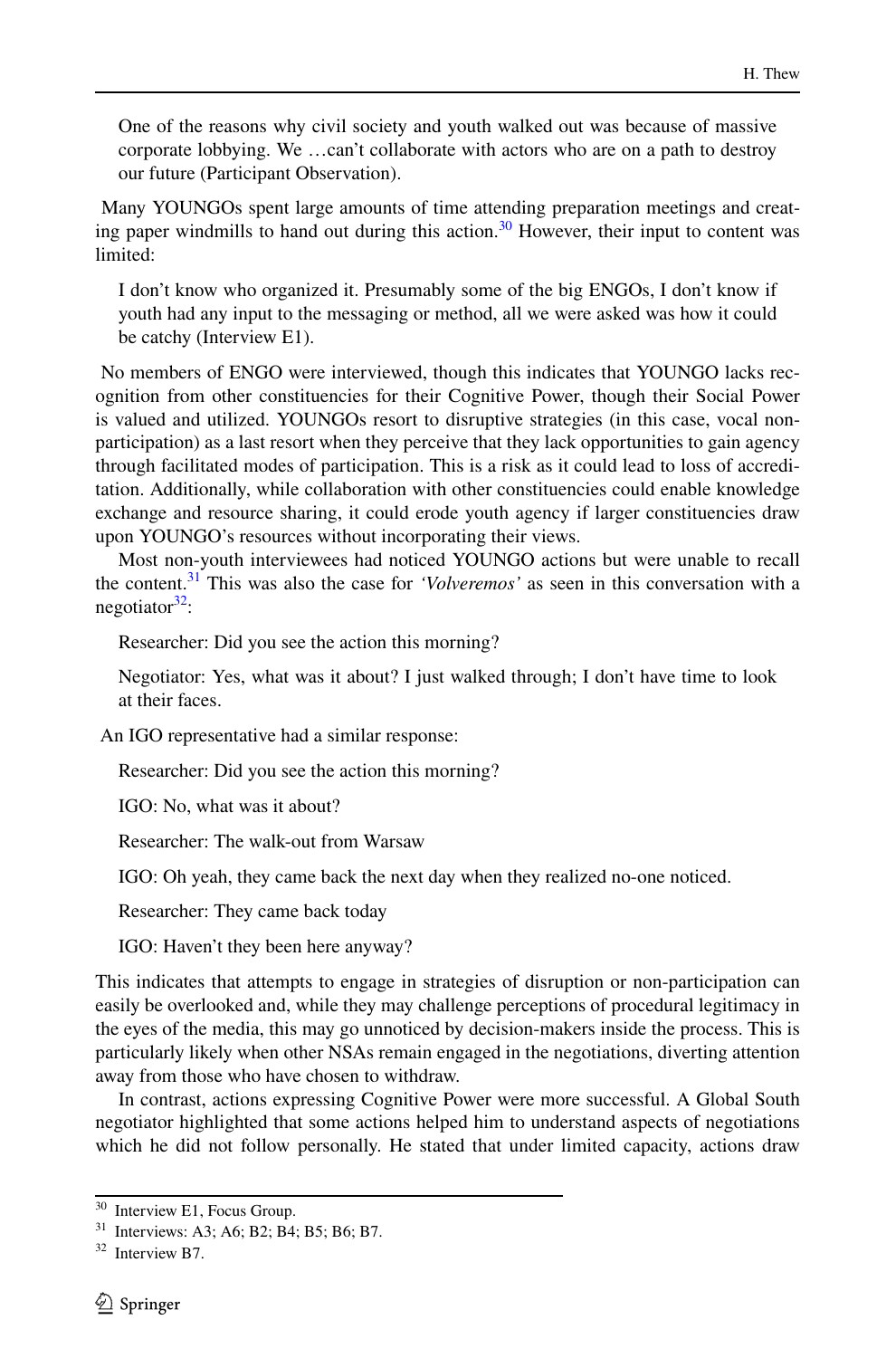> One of the reasons why civil society and youth walked out was because of massive corporate lobbying. We …can't collaborate with actors who are on a path to destroy our future (Participant Observation).

Many YOUNGOs spent large amounts of time attending preparation meetings and creating paper windmills to hand out during this action.[30] However, their input to content was limited:

> I don't know who organized it. Presumably some of the big ENGOs, I don't know if youth had any input to the messaging or method, all we were asked was how it could be catchy (Interview E1).

No members of ENGO were interviewed, though this indicates that YOUNGO lacks recognition from other constituencies for their Cognitive Power, though their Social Power is valued and utilized. YOUNGOs resort to disruptive strategies (in this case, vocal non-participation) as a last resort when they perceive that they lack opportunities to gain agency through facilitated modes of participation. This is a risk as it could lead to loss of accreditation. Additionally, while collaboration with other constituencies could enable knowledge exchange and resource sharing, it could erode youth agency if larger constituencies draw upon YOUNGO's resources without incorporating their views.

Most non-youth interviewees had noticed YOUNGO actions but were unable to recall the content.[31] This was also the case for *'Volveremos'* as seen in this conversation with a negotiator[32]:

> Researcher: Did you see the action this morning?
>
> Negotiator: Yes, what was it about? I just walked through; I don't have time to look at their faces.

An IGO representative had a similar response:

> Researcher: Did you see the action this morning?
>
> IGO: No, what was it about?
>
> Researcher: The walk-out from Warsaw
>
> IGO: Oh yeah, they came back the next day when they realized no-one noticed.
>
> Researcher: They came back today
>
> IGO: Haven't they been here anyway?

This indicates that attempts to engage in strategies of disruption or non-participation can easily be overlooked and, while they may challenge perceptions of procedural legitimacy in the eyes of the media, this may go unnoticed by decision-makers inside the process. This is particularly likely when other NSAs remain engaged in the negotiations, diverting attention away from those who have chosen to withdraw.

In contrast, actions expressing Cognitive Power were more successful. A Global South negotiator highlighted that some actions helped him to understand aspects of negotiations which he did not follow personally. He stated that under limited capacity, actions draw

---

[30] Interview E1, Focus Group.

[31] Interviews: A3; A6; B2; B4; B5; B6; B7.

[32] Interview B7.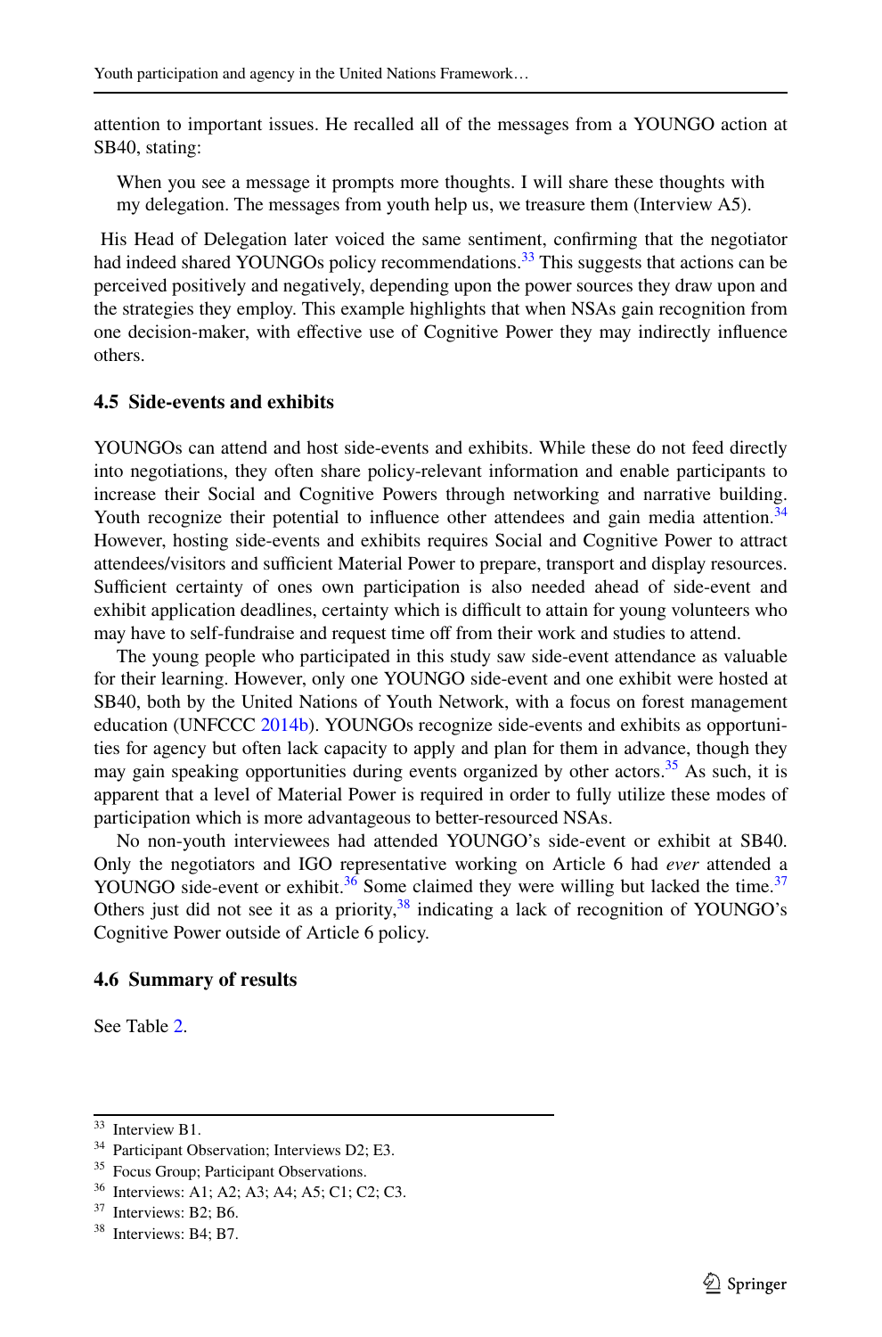attention to important issues. He recalled all of the messages from a YOUNGO action at SB40, stating:

> When you see a message it prompts more thoughts. I will share these thoughts with my delegation. The messages from youth help us, we treasure them (Interview A5).

His Head of Delegation later voiced the same sentiment, confirming that the negotiator had indeed shared YOUNGOs policy recommendations.[33] This suggests that actions can be perceived positively and negatively, depending upon the power sources they draw upon and the strategies they employ. This example highlights that when NSAs gain recognition from one decision-maker, with effective use of Cognitive Power they may indirectly influence others.

### 4.5 Side-events and exhibits

YOUNGOs can attend and host side-events and exhibits. While these do not feed directly into negotiations, they often share policy-relevant information and enable participants to increase their Social and Cognitive Powers through networking and narrative building. Youth recognize their potential to influence other attendees and gain media attention.[34] However, hosting side-events and exhibits requires Social and Cognitive Power to attract attendees/visitors and sufficient Material Power to prepare, transport and display resources. Sufficient certainty of ones own participation is also needed ahead of side-event and exhibit application deadlines, certainty which is difficult to attain for young volunteers who may have to self-fundraise and request time off from their work and studies to attend.

The young people who participated in this study saw side-event attendance as valuable for their learning. However, only one YOUNGO side-event and one exhibit were hosted at SB40, both by the United Nations of Youth Network, with a focus on forest management education (UNFCCC 2014b). YOUNGOs recognize side-events and exhibits as opportunities for agency but often lack capacity to apply and plan for them in advance, though they may gain speaking opportunities during events organized by other actors.[35] As such, it is apparent that a level of Material Power is required in order to fully utilize these modes of participation which is more advantageous to better-resourced NSAs.

No non-youth interviewees had attended YOUNGO's side-event or exhibit at SB40. Only the negotiators and IGO representative working on Article 6 had *ever* attended a YOUNGO side-event or exhibit.[36] Some claimed they were willing but lacked the time.[37] Others just did not see it as a priority,[38] indicating a lack of recognition of YOUNGO's Cognitive Power outside of Article 6 policy.

### 4.6 Summary of results

See Table 2.

---

[33] Interview B1.

[34] Participant Observation; Interviews D2; E3.

[35] Focus Group; Participant Observations.

[36] Interviews: A1; A2; A3; A4; A5; C1; C2; C3.

[37] Interviews: B2; B6.

[38] Interviews: B4; B7.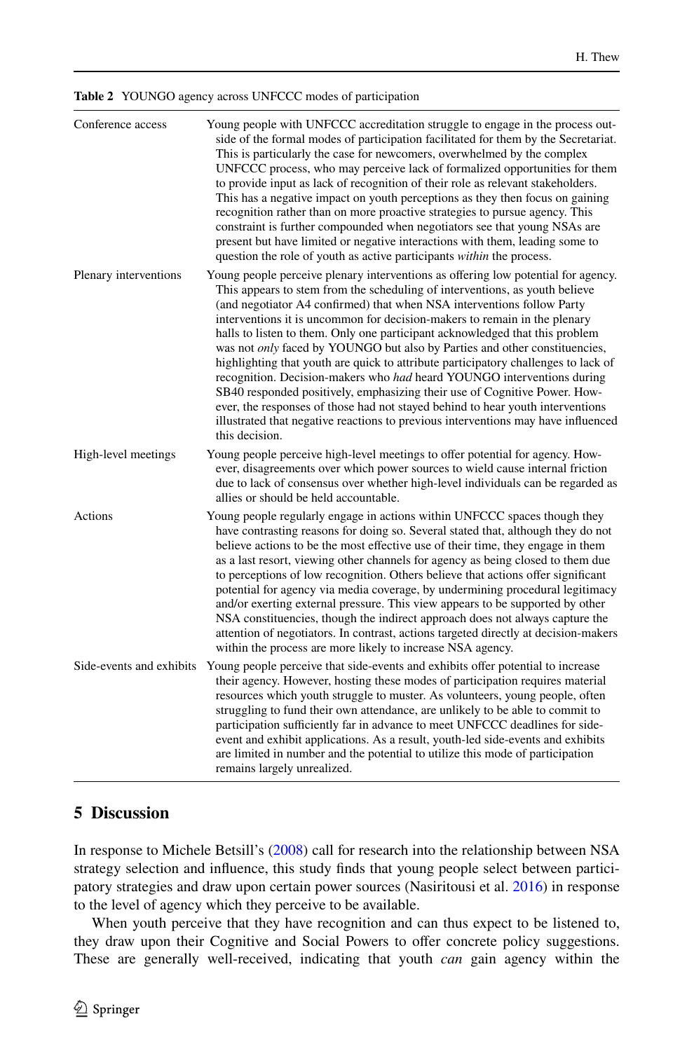**Table 2** YOUNGO agency across UNFCCC modes of participation

| | |
|---|---|
| Conference access | Young people with UNFCCC accreditation struggle to engage in the process outside of the formal modes of participation facilitated for them by the Secretariat. This is particularly the case for newcomers, overwhelmed by the complex UNFCCC process, who may perceive lack of formalized opportunities for them to provide input as lack of recognition of their role as relevant stakeholders. This has a negative impact on youth perceptions as they then focus on gaining recognition rather than on more proactive strategies to pursue agency. This constraint is further compounded when negotiators see that young NSAs are present but have limited or negative interactions with them, leading some to question the role of youth as active participants *within* the process. |
| Plenary interventions | Young people perceive plenary interventions as offering low potential for agency. This appears to stem from the scheduling of interventions, as youth believe (and negotiator A4 confirmed) that when NSA interventions follow Party interventions it is uncommon for decision-makers to remain in the plenary halls to listen to them. Only one participant acknowledged that this problem was not *only* faced by YOUNGO but also by Parties and other constituencies, highlighting that youth are quick to attribute participatory challenges to lack of recognition. Decision-makers who *had* heard YOUNGO interventions during SB40 responded positively, emphasizing their use of Cognitive Power. However, the responses of those had not stayed behind to hear youth interventions illustrated that negative reactions to previous interventions may have influenced this decision. |
| High-level meetings | Young people perceive high-level meetings to offer potential for agency. However, disagreements over which power sources to wield cause internal friction due to lack of consensus over whether high-level individuals can be regarded as allies or should be held accountable. |
| Actions | Young people regularly engage in actions within UNFCCC spaces though they have contrasting reasons for doing so. Several stated that, although they do not believe actions to be the most effective use of their time, they engage in them as a last resort, viewing other channels for agency as being closed to them due to perceptions of low recognition. Others believe that actions offer significant potential for agency via media coverage, by undermining procedural legitimacy and/or exerting external pressure. This view appears to be supported by other NSA constituencies, though the indirect approach does not always capture the attention of negotiators. In contrast, actions targeted directly at decision-makers within the process are more likely to increase NSA agency. |
| Side-events and exhibits | Young people perceive that side-events and exhibits offer potential to increase their agency. However, hosting these modes of participation requires material resources which youth struggle to muster. As volunteers, young people, often struggling to fund their own attendance, are unlikely to be able to commit to participation sufficiently far in advance to meet UNFCCC deadlines for side-event and exhibit applications. As a result, youth-led side-events and exhibits are limited in number and the potential to utilize this mode of participation remains largely unrealized. |

## 5 Discussion

In response to Michele Betsill's (2008) call for research into the relationship between NSA strategy selection and influence, this study finds that young people select between participatory strategies and draw upon certain power sources (Nasiritousi et al. 2016) in response to the level of agency which they perceive to be available.

When youth perceive that they have recognition and can thus expect to be listened to, they draw upon their Cognitive and Social Powers to offer concrete policy suggestions. These are generally well-received, indicating that youth *can* gain agency within the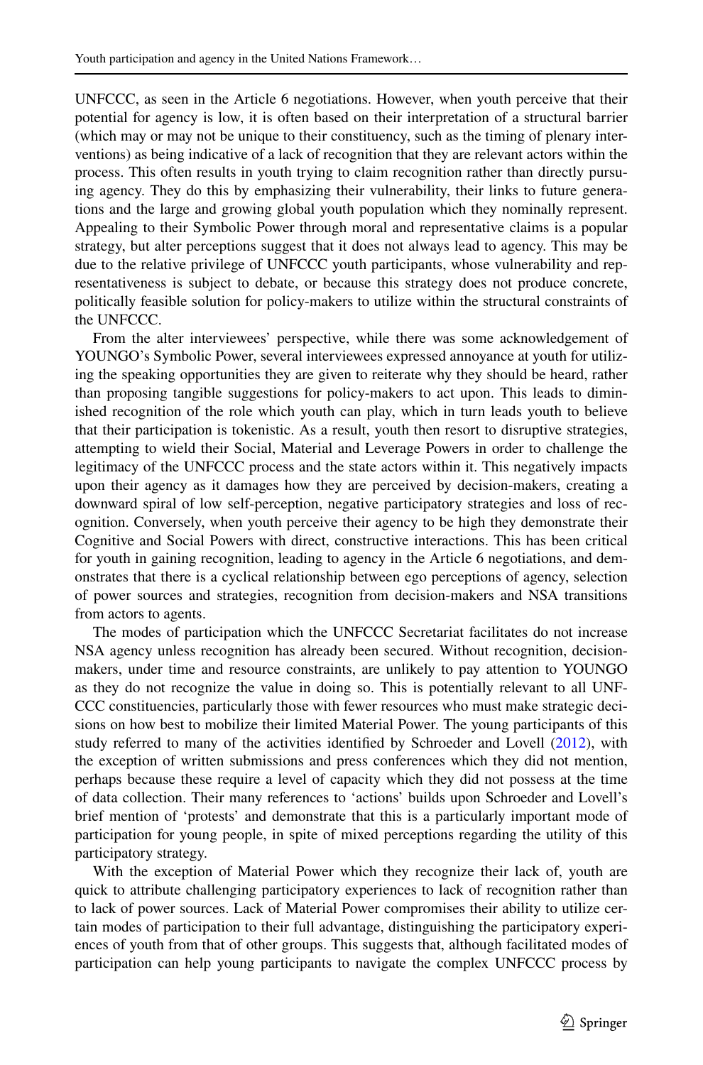UNFCCC, as seen in the Article 6 negotiations. However, when youth perceive that their potential for agency is low, it is often based on their interpretation of a structural barrier (which may or may not be unique to their constituency, such as the timing of plenary interventions) as being indicative of a lack of recognition that they are relevant actors within the process. This often results in youth trying to claim recognition rather than directly pursuing agency. They do this by emphasizing their vulnerability, their links to future generations and the large and growing global youth population which they nominally represent. Appealing to their Symbolic Power through moral and representative claims is a popular strategy, but alter perceptions suggest that it does not always lead to agency. This may be due to the relative privilege of UNFCCC youth participants, whose vulnerability and representativeness is subject to debate, or because this strategy does not produce concrete, politically feasible solution for policy-makers to utilize within the structural constraints of the UNFCCC.

From the alter interviewees' perspective, while there was some acknowledgement of YOUNGO's Symbolic Power, several interviewees expressed annoyance at youth for utilizing the speaking opportunities they are given to reiterate why they should be heard, rather than proposing tangible suggestions for policy-makers to act upon. This leads to diminished recognition of the role which youth can play, which in turn leads youth to believe that their participation is tokenistic. As a result, youth then resort to disruptive strategies, attempting to wield their Social, Material and Leverage Powers in order to challenge the legitimacy of the UNFCCC process and the state actors within it. This negatively impacts upon their agency as it damages how they are perceived by decision-makers, creating a downward spiral of low self-perception, negative participatory strategies and loss of recognition. Conversely, when youth perceive their agency to be high they demonstrate their Cognitive and Social Powers with direct, constructive interactions. This has been critical for youth in gaining recognition, leading to agency in the Article 6 negotiations, and demonstrates that there is a cyclical relationship between ego perceptions of agency, selection of power sources and strategies, recognition from decision-makers and NSA transitions from actors to agents.

The modes of participation which the UNFCCC Secretariat facilitates do not increase NSA agency unless recognition has already been secured. Without recognition, decision-makers, under time and resource constraints, are unlikely to pay attention to YOUNGO as they do not recognize the value in doing so. This is potentially relevant to all UNFCCC constituencies, particularly those with fewer resources who must make strategic decisions on how best to mobilize their limited Material Power. The young participants of this study referred to many of the activities identified by Schroeder and Lovell (2012), with the exception of written submissions and press conferences which they did not mention, perhaps because these require a level of capacity which they did not possess at the time of data collection. Their many references to 'actions' builds upon Schroeder and Lovell's brief mention of 'protests' and demonstrate that this is a particularly important mode of participation for young people, in spite of mixed perceptions regarding the utility of this participatory strategy.

With the exception of Material Power which they recognize their lack of, youth are quick to attribute challenging participatory experiences to lack of recognition rather than to lack of power sources. Lack of Material Power compromises their ability to utilize certain modes of participation to their full advantage, distinguishing the participatory experiences of youth from that of other groups. This suggests that, although facilitated modes of participation can help young participants to navigate the complex UNFCCC process by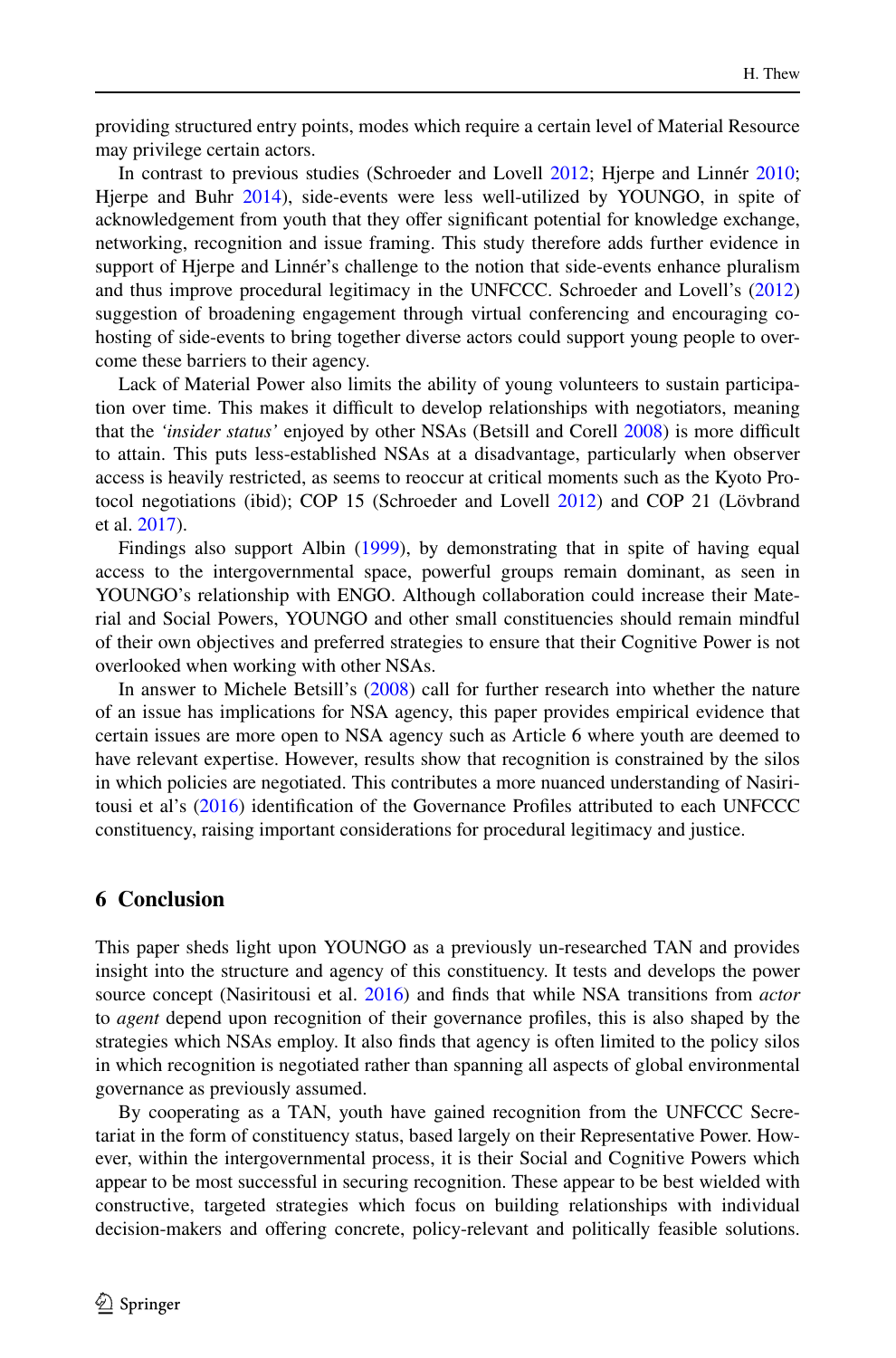providing structured entry points, modes which require a certain level of Material Resource may privilege certain actors.

In contrast to previous studies (Schroeder and Lovell 2012; Hjerpe and Linnér 2010; Hjerpe and Buhr 2014), side-events were less well-utilized by YOUNGO, in spite of acknowledgement from youth that they offer significant potential for knowledge exchange, networking, recognition and issue framing. This study therefore adds further evidence in support of Hjerpe and Linnér's challenge to the notion that side-events enhance pluralism and thus improve procedural legitimacy in the UNFCCC. Schroeder and Lovell's (2012) suggestion of broadening engagement through virtual conferencing and encouraging co-hosting of side-events to bring together diverse actors could support young people to overcome these barriers to their agency.

Lack of Material Power also limits the ability of young volunteers to sustain participation over time. This makes it difficult to develop relationships with negotiators, meaning that the *'insider status'* enjoyed by other NSAs (Betsill and Corell 2008) is more difficult to attain. This puts less-established NSAs at a disadvantage, particularly when observer access is heavily restricted, as seems to reoccur at critical moments such as the Kyoto Protocol negotiations (ibid); COP 15 (Schroeder and Lovell 2012) and COP 21 (Lövbrand et al. 2017).

Findings also support Albin (1999), by demonstrating that in spite of having equal access to the intergovernmental space, powerful groups remain dominant, as seen in YOUNGO's relationship with ENGO. Although collaboration could increase their Material and Social Powers, YOUNGO and other small constituencies should remain mindful of their own objectives and preferred strategies to ensure that their Cognitive Power is not overlooked when working with other NSAs.

In answer to Michele Betsill's (2008) call for further research into whether the nature of an issue has implications for NSA agency, this paper provides empirical evidence that certain issues are more open to NSA agency such as Article 6 where youth are deemed to have relevant expertise. However, results show that recognition is constrained by the silos in which policies are negotiated. This contributes a more nuanced understanding of Nasiritousi et al's (2016) identification of the Governance Profiles attributed to each UNFCCC constituency, raising important considerations for procedural legitimacy and justice.

## 6 Conclusion

This paper sheds light upon YOUNGO as a previously un-researched TAN and provides insight into the structure and agency of this constituency. It tests and develops the power source concept (Nasiritousi et al. 2016) and finds that while NSA transitions from *actor* to *agent* depend upon recognition of their governance profiles, this is also shaped by the strategies which NSAs employ. It also finds that agency is often limited to the policy silos in which recognition is negotiated rather than spanning all aspects of global environmental governance as previously assumed.

By cooperating as a TAN, youth have gained recognition from the UNFCCC Secretariat in the form of constituency status, based largely on their Representative Power. However, within the intergovernmental process, it is their Social and Cognitive Powers which appear to be most successful in securing recognition. These appear to be best wielded with constructive, targeted strategies which focus on building relationships with individual decision-makers and offering concrete, policy-relevant and politically feasible solutions.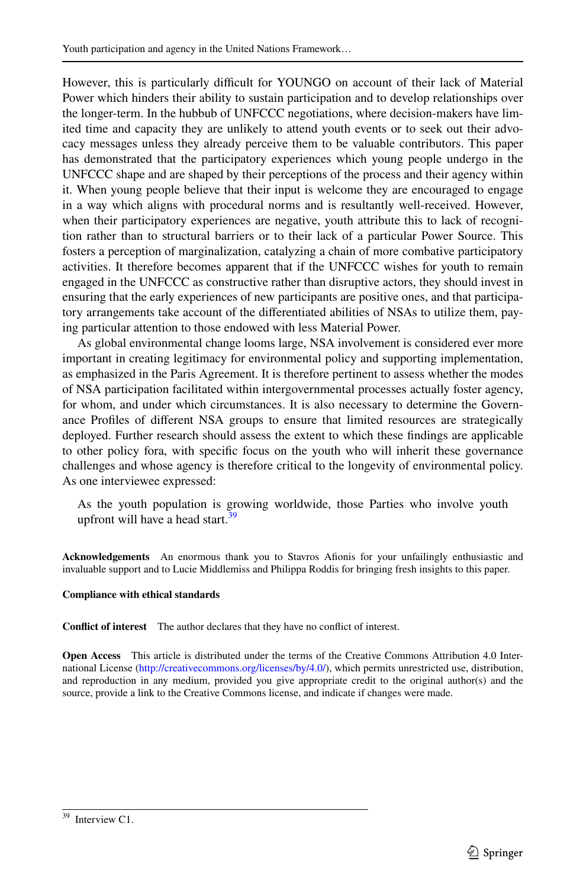However, this is particularly difficult for YOUNGO on account of their lack of Material Power which hinders their ability to sustain participation and to develop relationships over the longer-term. In the hubbub of UNFCCC negotiations, where decision-makers have limited time and capacity they are unlikely to attend youth events or to seek out their advocacy messages unless they already perceive them to be valuable contributors. This paper has demonstrated that the participatory experiences which young people undergo in the UNFCCC shape and are shaped by their perceptions of the process and their agency within it. When young people believe that their input is welcome they are encouraged to engage in a way which aligns with procedural norms and is resultantly well-received. However, when their participatory experiences are negative, youth attribute this to lack of recognition rather than to structural barriers or to their lack of a particular Power Source. This fosters a perception of marginalization, catalyzing a chain of more combative participatory activities. It therefore becomes apparent that if the UNFCCC wishes for youth to remain engaged in the UNFCCC as constructive rather than disruptive actors, they should invest in ensuring that the early experiences of new participants are positive ones, and that participatory arrangements take account of the differentiated abilities of NSAs to utilize them, paying particular attention to those endowed with less Material Power.

As global environmental change looms large, NSA involvement is considered ever more important in creating legitimacy for environmental policy and supporting implementation, as emphasized in the Paris Agreement. It is therefore pertinent to assess whether the modes of NSA participation facilitated within intergovernmental processes actually foster agency, for whom, and under which circumstances. It is also necessary to determine the Governance Profiles of different NSA groups to ensure that limited resources are strategically deployed. Further research should assess the extent to which these findings are applicable to other policy fora, with specific focus on the youth who will inherit these governance challenges and whose agency is therefore critical to the longevity of environmental policy. As one interviewee expressed:

> As the youth population is growing worldwide, those Parties who involve youth upfront will have a head start.[39]

**Acknowledgements** An enormous thank you to Stavros Afionis for your unfailingly enthusiastic and invaluable support and to Lucie Middlemiss and Philippa Roddis for bringing fresh insights to this paper.

**Compliance with ethical standards**

**Conflict of interest** The author declares that they have no conflict of interest.

**Open Access** This article is distributed under the terms of the Creative Commons Attribution 4.0 International License (http://creativecommons.org/licenses/by/4.0/), which permits unrestricted use, distribution, and reproduction in any medium, provided you give appropriate credit to the original author(s) and the source, provide a link to the Creative Commons license, and indicate if changes were made.

[39] Interview C1.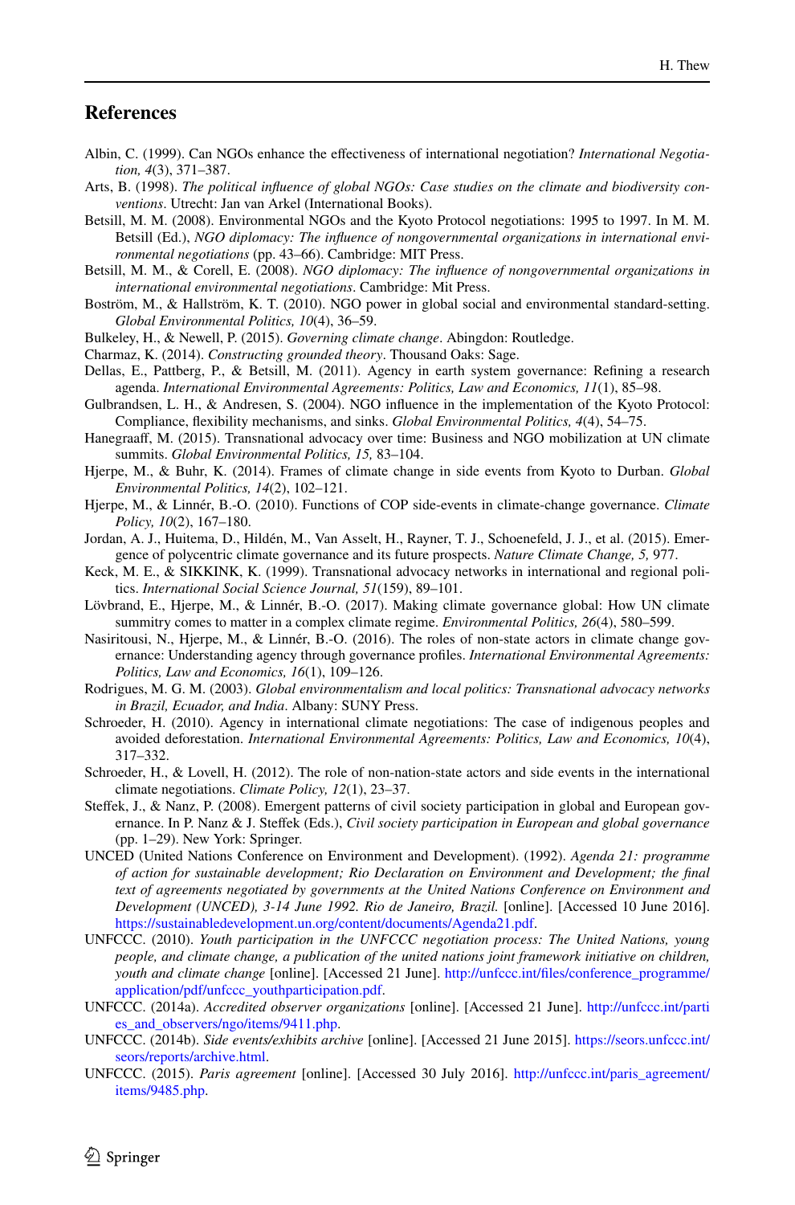## References

Albin, C. (1999). Can NGOs enhance the effectiveness of international negotiation? *International Negotiation, 4*(3), 371–387.

Arts, B. (1998). *The political influence of global NGOs: Case studies on the climate and biodiversity conventions*. Utrecht: Jan van Arkel (International Books).

Betsill, M. M. (2008). Environmental NGOs and the Kyoto Protocol negotiations: 1995 to 1997. In M. M. Betsill (Ed.), *NGO diplomacy: The influence of nongovernmental organizations in international environmental negotiations* (pp. 43–66). Cambridge: MIT Press.

Betsill, M. M., & Corell, E. (2008). *NGO diplomacy: The influence of nongovernmental organizations in international environmental negotiations*. Cambridge: Mit Press.

Boström, M., & Hallström, K. T. (2010). NGO power in global social and environmental standard-setting. *Global Environmental Politics, 10*(4), 36–59.

Bulkeley, H., & Newell, P. (2015). *Governing climate change*. Abingdon: Routledge.

Charmaz, K. (2014). *Constructing grounded theory*. Thousand Oaks: Sage.

Dellas, E., Pattberg, P., & Betsill, M. (2011). Agency in earth system governance: Refining a research agenda. *International Environmental Agreements: Politics, Law and Economics, 11*(1), 85–98.

Gulbrandsen, L. H., & Andresen, S. (2004). NGO influence in the implementation of the Kyoto Protocol: Compliance, flexibility mechanisms, and sinks. *Global Environmental Politics, 4*(4), 54–75.

Hanegraaff, M. (2015). Transnational advocacy over time: Business and NGO mobilization at UN climate summits. *Global Environmental Politics, 15,* 83–104.

Hjerpe, M., & Buhr, K. (2014). Frames of climate change in side events from Kyoto to Durban. *Global Environmental Politics, 14*(2), 102–121.

Hjerpe, M., & Linnér, B.-O. (2010). Functions of COP side-events in climate-change governance. *Climate Policy, 10*(2), 167–180.

Jordan, A. J., Huitema, D., Hildén, M., Van Asselt, H., Rayner, T. J., Schoenefeld, J. J., et al. (2015). Emergence of polycentric climate governance and its future prospects. *Nature Climate Change, 5,* 977.

Keck, M. E., & SIKKINK, K. (1999). Transnational advocacy networks in international and regional politics. *International Social Science Journal, 51*(159), 89–101.

Lövbrand, E., Hjerpe, M., & Linnér, B.-O. (2017). Making climate governance global: How UN climate summitry comes to matter in a complex climate regime. *Environmental Politics, 26*(4), 580–599.

Nasiritousi, N., Hjerpe, M., & Linnér, B.-O. (2016). The roles of non-state actors in climate change governance: Understanding agency through governance profiles. *International Environmental Agreements: Politics, Law and Economics, 16*(1), 109–126.

Rodrigues, M. G. M. (2003). *Global environmentalism and local politics: Transnational advocacy networks in Brazil, Ecuador, and India*. Albany: SUNY Press.

Schroeder, H. (2010). Agency in international climate negotiations: The case of indigenous peoples and avoided deforestation. *International Environmental Agreements: Politics, Law and Economics, 10*(4), 317–332.

Schroeder, H., & Lovell, H. (2012). The role of non-nation-state actors and side events in the international climate negotiations. *Climate Policy, 12*(1), 23–37.

Steffek, J., & Nanz, P. (2008). Emergent patterns of civil society participation in global and European governance. In P. Nanz & J. Steffek (Eds.), *Civil society participation in European and global governance* (pp. 1–29). New York: Springer.

UNCED (United Nations Conference on Environment and Development). (1992). *Agenda 21: programme of action for sustainable development; Rio Declaration on Environment and Development; the final text of agreements negotiated by governments at the United Nations Conference on Environment and Development (UNCED), 3-14 June 1992. Rio de Janeiro, Brazil.* [online]. [Accessed 10 June 2016]. https://sustainabledevelopment.un.org/content/documents/Agenda21.pdf.

UNFCCC. (2010). *Youth participation in the UNFCCC negotiation process: The United Nations, young people, and climate change, a publication of the united nations joint framework initiative on children, youth and climate change* [online]. [Accessed 21 June]. http://unfccc.int/files/conference_programme/application/pdf/unfccc_youthparticipation.pdf.

UNFCCC. (2014a). *Accredited observer organizations* [online]. [Accessed 21 June]. http://unfccc.int/parties_and_observers/ngo/items/9411.php.

UNFCCC. (2014b). *Side events/exhibits archive* [online]. [Accessed 21 June 2015]. https://seors.unfccc.int/seors/reports/archive.html.

UNFCCC. (2015). *Paris agreement* [online]. [Accessed 30 July 2016]. http://unfccc.int/paris_agreement/items/9485.php.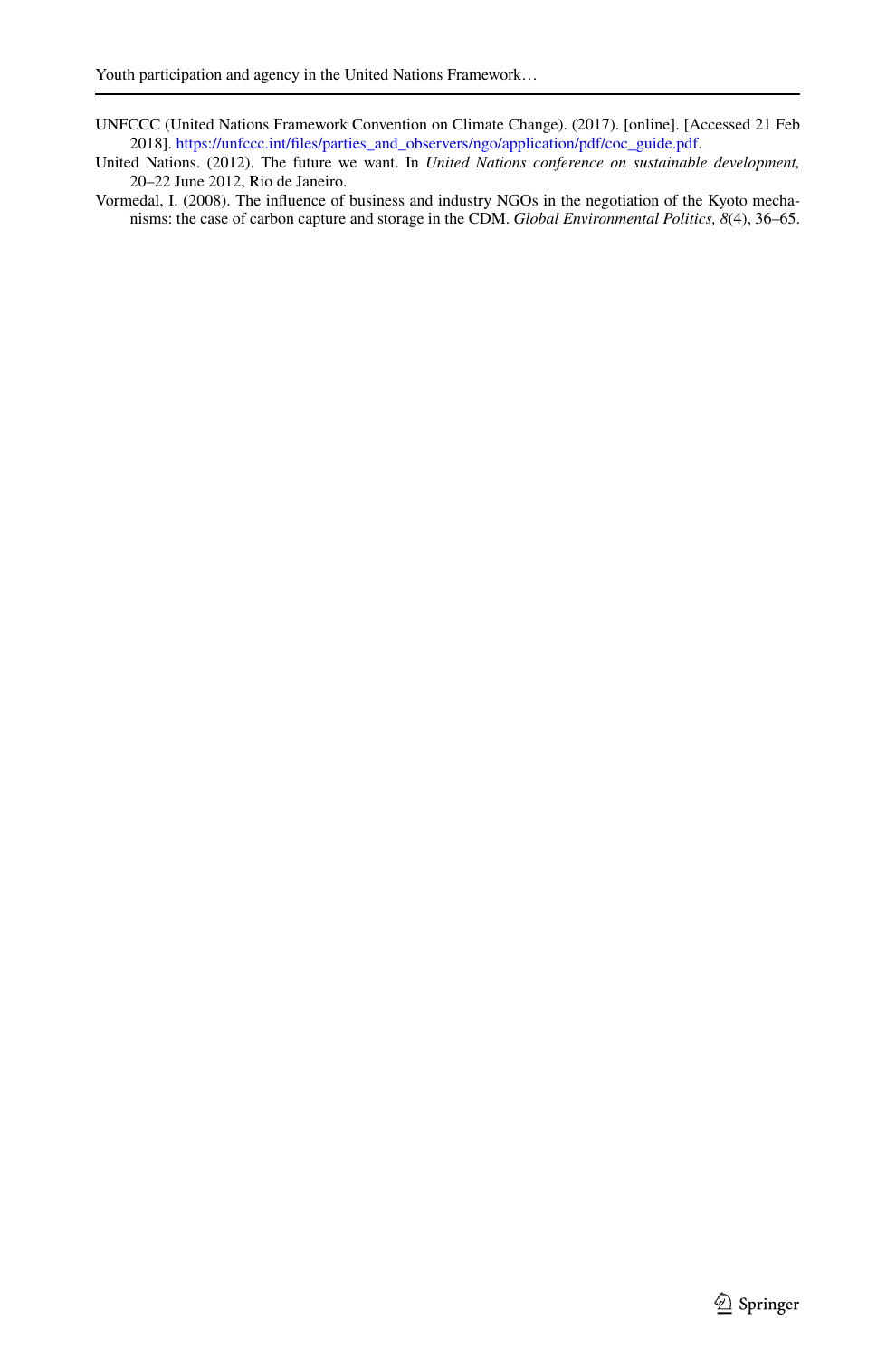UNFCCC (United Nations Framework Convention on Climate Change). (2017). [online]. [Accessed 21 Feb 2018]. https://unfccc.int/files/parties_and_observers/ngo/application/pdf/coc_guide.pdf.

United Nations. (2012). The future we want. In *United Nations conference on sustainable development,* 20–22 June 2012, Rio de Janeiro.

Vormedal, I. (2008). The influence of business and industry NGOs in the negotiation of the Kyoto mechanisms: the case of carbon capture and storage in the CDM. *Global Environmental Politics, 8*(4), 36–65.